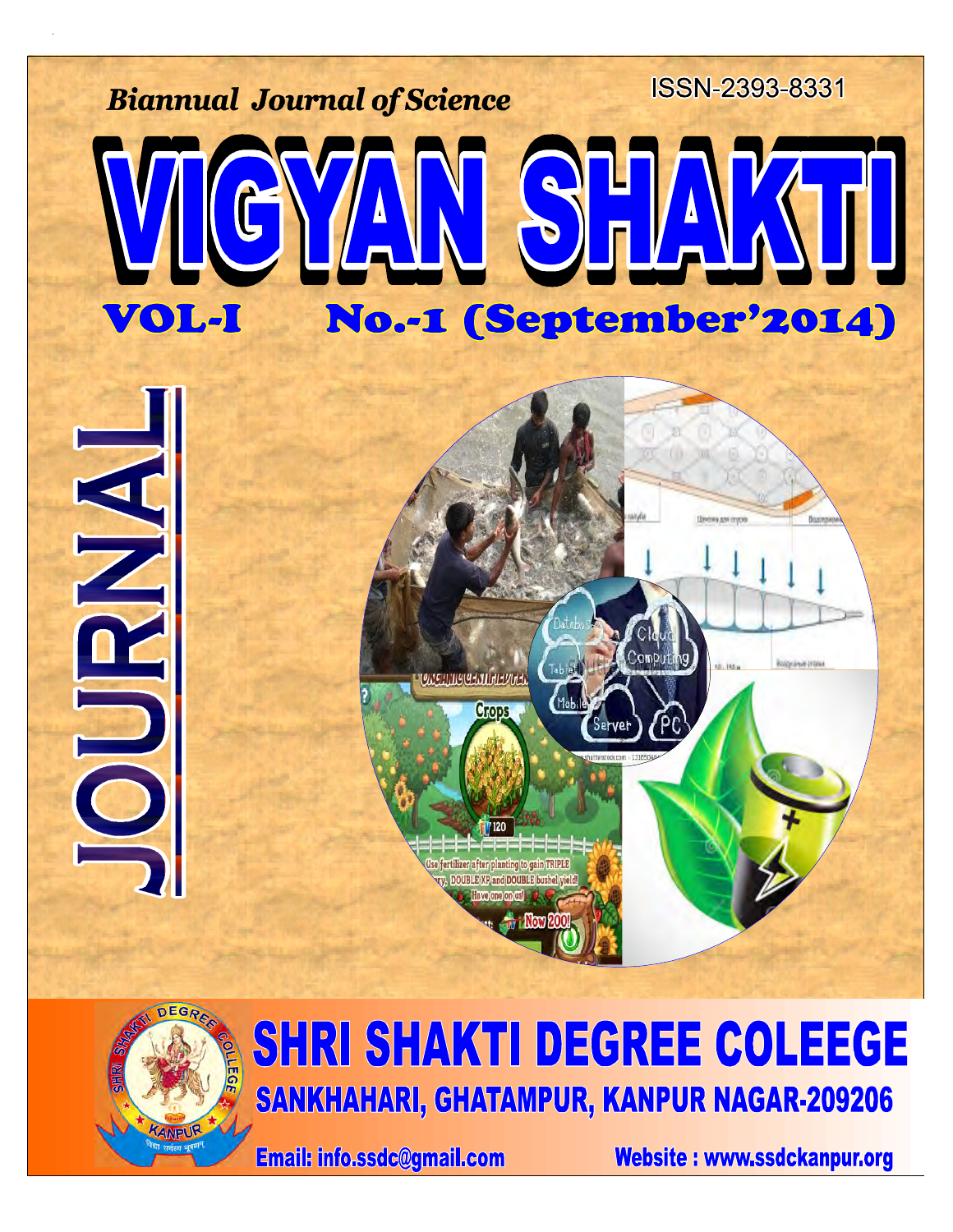*Biannual Journal of Science*

ISSN-2393-8331

# VIGYAN SHAKTI

## VOL-I No.-1 (September'2014)

JOURNAL

# SHRI SHAKTI DEGREE COLEEGE

## SANKHAHARI, GHATAMPUR, KANPUR NAGAR-209206

Email: info.ssdc@gmail.com    Website : www.ssdckanpur.org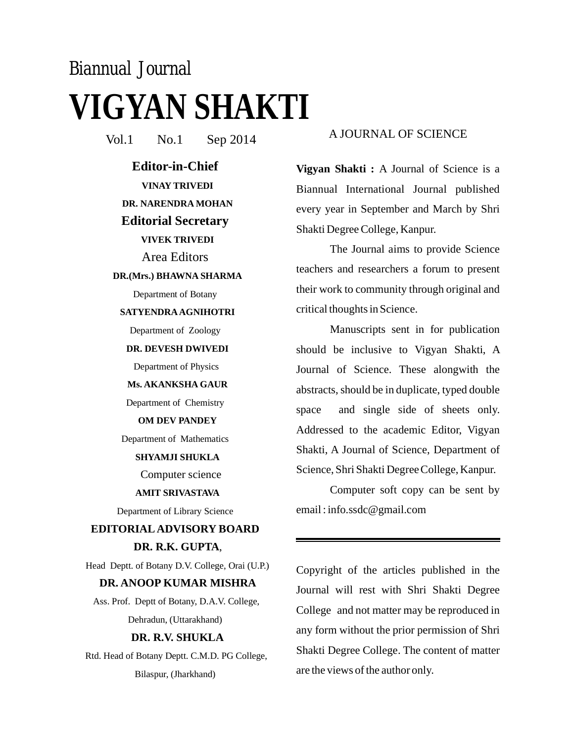Biannual Journal

# VIGYAN SHAKTI

Vol.1 No.1 Sep 2014

A JOURNAL OF SCIENCE

**Editor-in-Chief**

**VINAY TRIVEDI**

**DR. NARENDRA MOHAN**

**Editorial Secretary**

**VIVEK TRIVEDI**

Area Editors

**DR.(Mrs.) BHAWNA SHARMA**

Department of Botany

**SATYENDRA AGNIHOTRI**

Department of Zoology

**DR. DEVESH DWIVEDI**

Department of Physics

**Ms. AKANKSHA GAUR**

Department of Chemistry

**OM DEV PANDEY**

Department of Mathematics

**SHYAMJI SHUKLA**

Computer science

**AMIT SRIVASTAVA**

Department of Library Science

**EDITORIAL ADVISORY BOARD**

**DR. R.K. GUPTA**,

Head Deptt. of Botany D.V. College, Orai (U.P.)

**DR. ANOOP KUMAR MISHRA**

Ass. Prof. Deptt of Botany, D.A.V. College, Dehradun, (Uttarakhand)

**DR. R.V. SHUKLA**

Rtd. Head of Botany Deptt. C.M.D. PG College, Bilaspur, (Jharkhand)

**Vigyan Shakti :** A Journal of Science is a Biannual International Journal published every year in September and March by Shri Shakti Degree College, Kanpur.

The Journal aims to provide Science teachers and researchers a forum to present their work to community through original and critical thoughts in Science.

Manuscripts sent in for publication should be inclusive to Vigyan Shakti, A Journal of Science. These alongwith the abstracts, should be in duplicate, typed double space and single side of sheets only. Addressed to the academic Editor, Vigyan Shakti, A Journal of Science, Department of Science, Shri Shakti Degree College, Kanpur.

Computer soft copy can be sent by email : info.ssdc@gmail.com

---

Copyright of the articles published in the Journal will rest with Shri Shakti Degree College and not matter may be reproduced in any form without the prior permission of Shri Shakti Degree College. The content of matter are the views of the author only.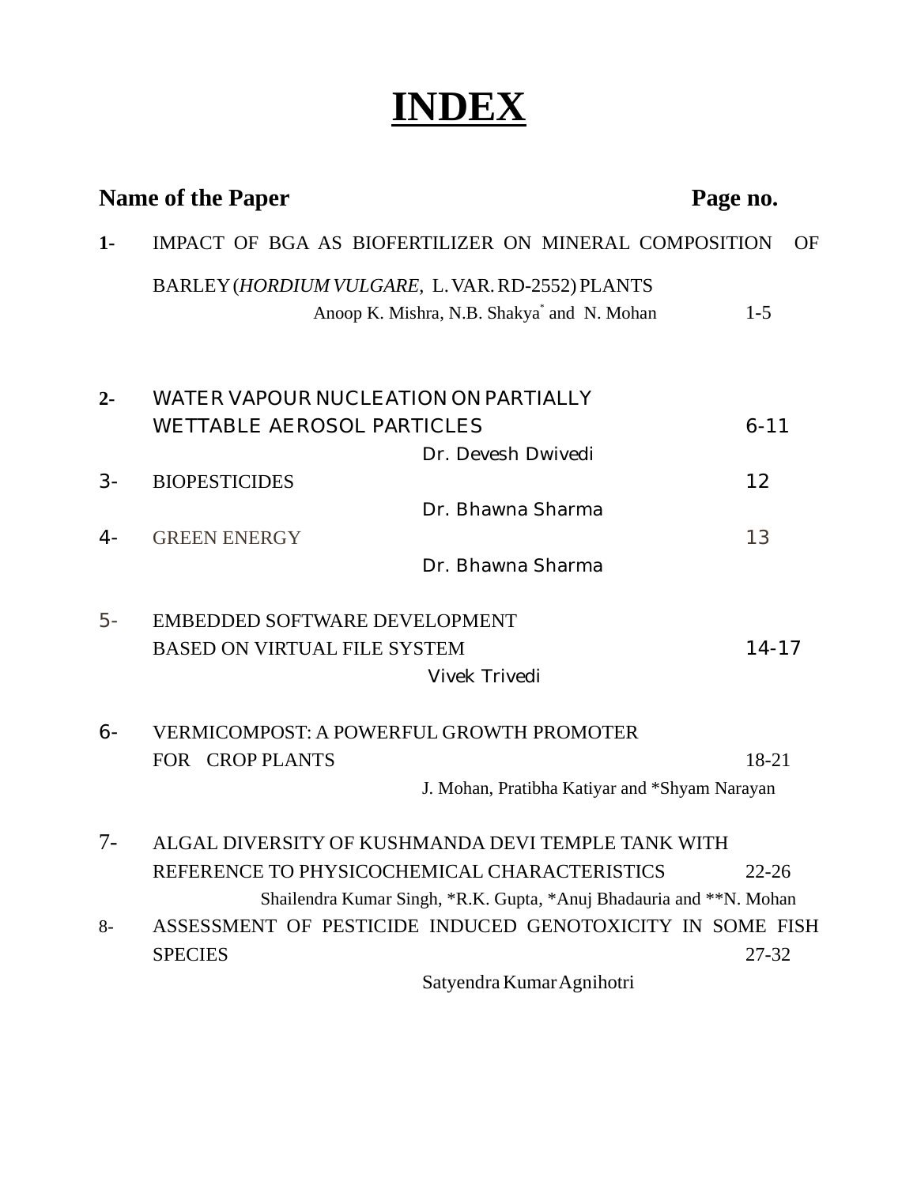# INDEX

| Name of the Paper | | Page no. |
|---|---|---|
| 1- | IMPACT OF BGA AS BIOFERTILIZER ON MINERAL COMPOSITION OF BARLEY (*HORDIUM VULGARE*, L. VAR. RD-2552) PLANTS<br>Anoop K. Mishra, N.B. Shakya* and N. Mohan | 1-5 |
| 2- | WATER VAPOUR NUCLEATION ON PARTIALLY WETTABLE AEROSOL PARTICLES<br>Dr. Devesh Dwivedi | 6-11 |
| 3- | BIOPESTICIDES<br>Dr. Bhawna Sharma | 12 |
| 4- | GREEN ENERGY<br>Dr. Bhawna Sharma | 13 |
| 5- | EMBEDDED SOFTWARE DEVELOPMENT BASED ON VIRTUAL FILE SYSTEM<br>Vivek Trivedi | 14-17 |
| 6- | VERMICOMPOST: A POWERFUL GROWTH PROMOTER FOR CROP PLANTS<br>J. Mohan, Pratibha Katiyar and *Shyam Narayan | 18-21 |
| 7- | ALGAL DIVERSITY OF KUSHMANDA DEVI TEMPLE TANK WITH REFERENCE TO PHYSICOCHEMICAL CHARACTERISTICS<br>Shailendra Kumar Singh, *R.K. Gupta, *Anuj Bhadauria and **N. Mohan | 22-26 |
| 8- | ASSESSMENT OF PESTICIDE INDUCED GENOTOXICITY IN SOME FISH SPECIES<br>Satyendra Kumar Agnihotri | 27-32 |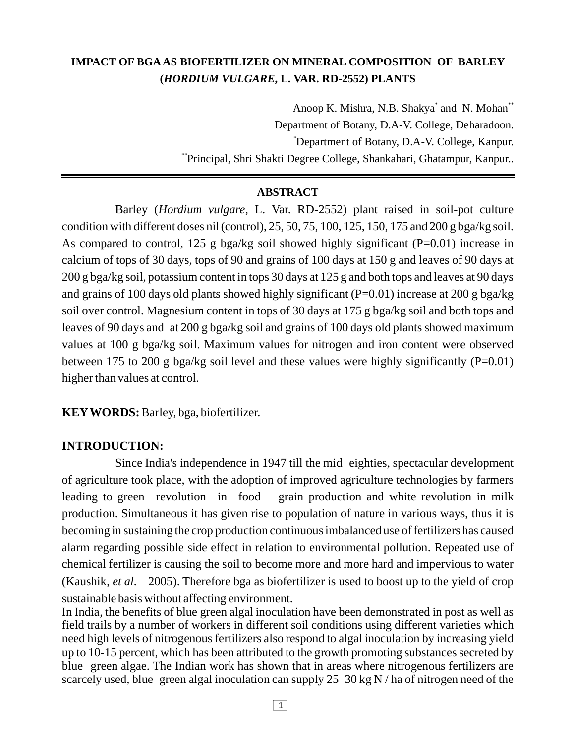# IMPACT OF BGA AS BIOFERTILIZER ON MINERAL COMPOSITION OF BARLEY (*HORDIUM VULGARE*, L. VAR. RD-2552) PLANTS

Anoop K. Mishra, N.B. Shakya[*] and N. Mohan[**]

Department of Botany, D.A-V. College, Deharadoon.

[*]Department of Botany, D.A-V. College, Kanpur.

[**]Principal, Shri Shakti Degree College, Shankahari, Ghatampur, Kanpur..

---

## ABSTRACT

Barley (*Hordium vulgare*, L. Var. RD-2552) plant raised in soil-pot culture condition with different doses nil (control), 25, 50, 75, 100, 125, 150, 175 and 200 g bga/kg soil. As compared to control, 125 g bga/kg soil showed highly significant (P=0.01) increase in calcium of tops of 30 days, tops of 90 and grains of 100 days at 150 g and leaves of 90 days at 200 g bga/kg soil, potassium content in tops 30 days at 125 g and both tops and leaves at 90 days and grains of 100 days old plants showed highly significant (P=0.01) increase at 200 g bga/kg soil over control. Magnesium content in tops of 30 days at 175 g bga/kg soil and both tops and leaves of 90 days and at 200 g bga/kg soil and grains of 100 days old plants showed maximum values at 100 g bga/kg soil. Maximum values for nitrogen and iron content were observed between 175 to 200 g bga/kg soil level and these values were highly significantly (P=0.01) higher than values at control.

**KEY WORDS:** Barley, bga, biofertilizer.

## INTRODUCTION:

Since India's independence in 1947 till the mid eighties, spectacular development of agriculture took place, with the adoption of improved agriculture technologies by farmers leading to green revolution in food grain production and white revolution in milk production. Simultaneous it has given rise to population of nature in various ways, thus it is becoming in sustaining the crop production continuous imbalanced use of fertilizers has caused alarm regarding possible side effect in relation to environmental pollution. Repeated use of chemical fertilizer is causing the soil to become more and more hard and impervious to water (Kaushik, *et al.* 2005). Therefore bga as biofertilizer is used to boost up to the yield of crop sustainable basis without affecting environment.

In India, the benefits of blue green algal inoculation have been demonstrated in post as well as field trails by a number of workers in different soil conditions using different varieties which need high levels of nitrogenous fertilizers also respond to algal inoculation by increasing yield up to 10-15 percent, which has been attributed to the growth promoting substances secreted by blue green algae. The Indian work has shown that in areas where nitrogenous fertilizers are scarcely used, blue green algal inoculation can supply 25 30 kg N / ha of nitrogen need of the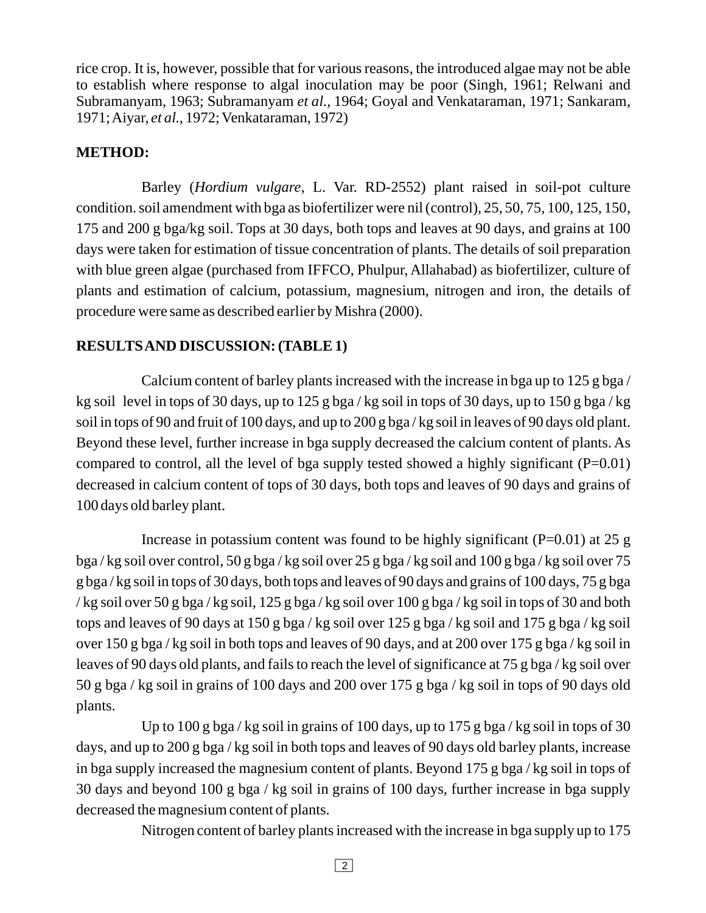rice crop. It is, however, possible that for various reasons, the introduced algae may not be able to establish where response to algal inoculation may be poor (Singh, 1961; Relwani and Subramanyam, 1963; Subramanyam *et al.,* 1964; Goyal and Venkataraman, 1971; Sankaram, 1971; Aiyar, *et al.,* 1972; Venkataraman, 1972)

**METHOD:**

Barley (*Hordium vulgare*, L. Var. RD-2552) plant raised in soil-pot culture condition. soil amendment with bga as biofertilizer were nil (control), 25, 50, 75, 100, 125, 150, 175 and 200 g bga/kg soil. Tops at 30 days, both tops and leaves at 90 days, and grains at 100 days were taken for estimation of tissue concentration of plants. The details of soil preparation with blue green algae (purchased from IFFCO, Phulpur, Allahabad) as biofertilizer, culture of plants and estimation of calcium, potassium, magnesium, nitrogen and iron, the details of procedure were same as described earlier by Mishra (2000).

**RESULTS AND DISCUSSION: (TABLE 1)**

Calcium content of barley plants increased with the increase in bga up to 125 g bga / kg soil level in tops of 30 days, up to 125 g bga / kg soil in tops of 30 days, up to 150 g bga / kg soil in tops of 90 and fruit of 100 days, and up to 200 g bga / kg soil in leaves of 90 days old plant. Beyond these level, further increase in bga supply decreased the calcium content of plants. As compared to control, all the level of bga supply tested showed a highly significant (P=0.01) decreased in calcium content of tops of 30 days, both tops and leaves of 90 days and grains of 100 days old barley plant.

Increase in potassium content was found to be highly significant (P=0.01) at 25 g bga / kg soil over control, 50 g bga / kg soil over 25 g bga / kg soil and 100 g bga / kg soil over 75 g bga / kg soil in tops of 30 days, both tops and leaves of 90 days and grains of 100 days, 75 g bga / kg soil over 50 g bga / kg soil, 125 g bga / kg soil over 100 g bga / kg soil in tops of 30 and both tops and leaves of 90 days at 150 g bga / kg soil over 125 g bga / kg soil and 175 g bga / kg soil over 150 g bga / kg soil in both tops and leaves of 90 days, and at 200 over 175 g bga / kg soil in leaves of 90 days old plants, and fails to reach the level of significance at 75 g bga / kg soil over 50 g bga / kg soil in grains of 100 days and 200 over 175 g bga / kg soil in tops of 90 days old plants.

Up to 100 g bga / kg soil in grains of 100 days, up to 175 g bga / kg soil in tops of 30 days, and up to 200 g bga / kg soil in both tops and leaves of 90 days old barley plants, increase in bga supply increased the magnesium content of plants. Beyond 175 g bga / kg soil in tops of 30 days and beyond 100 g bga / kg soil in grains of 100 days, further increase in bga supply decreased the magnesium content of plants.

Nitrogen content of barley plants increased with the increase in bga supply up to 175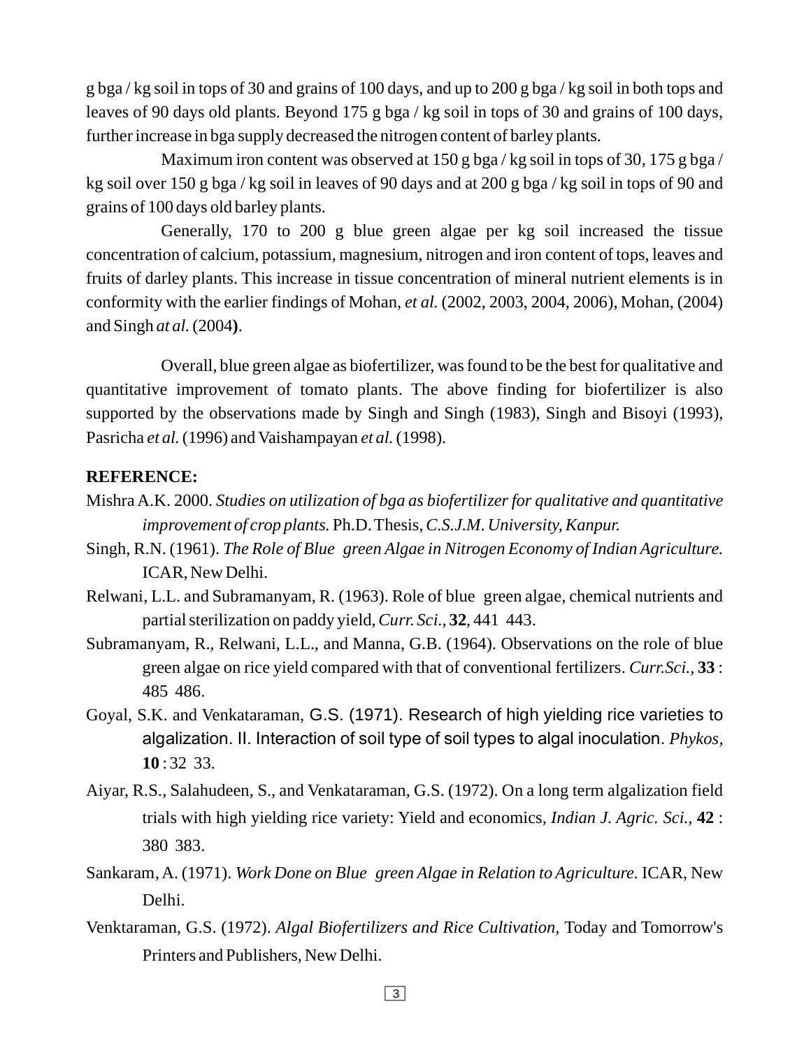g bga / kg soil in tops of 30 and grains of 100 days, and up to 200 g bga / kg soil in both tops and leaves of 90 days old plants. Beyond 175 g bga / kg soil in tops of 30 and grains of 100 days, further increase in bga supply decreased the nitrogen content of barley plants.

Maximum iron content was observed at 150 g bga / kg soil in tops of 30, 175 g bga / kg soil over 150 g bga / kg soil in leaves of 90 days and at 200 g bga / kg soil in tops of 90 and grains of 100 days old barley plants.

Generally, 170 to 200 g blue green algae per kg soil increased the tissue concentration of calcium, potassium, magnesium, nitrogen and iron content of tops, leaves and fruits of darley plants. This increase in tissue concentration of mineral nutrient elements is in conformity with the earlier findings of Mohan, *et al.* (2002, 2003, 2004, 2006), Mohan, (2004) and Singh *at al.* (2004**)**.

Overall, blue green algae as biofertilizer, was found to be the best for qualitative and quantitative improvement of tomato plants. The above finding for biofertilizer is also supported by the observations made by Singh and Singh (1983), Singh and Bisoyi (1993), Pasricha *et al.* (1996) and Vaishampayan *et al.* (1998).

**REFERENCE:**

Mishra A.K. 2000. *Studies on utilization of bga as biofertilizer for qualitative and quantitative improvement of crop plants.* Ph.D. Thesis, *C.S.J.M. University, Kanpur.*

Singh, R.N. (1961). *The Role of Blue green Algae in Nitrogen Economy of Indian Agriculture.* ICAR, New Delhi.

Relwani, L.L. and Subramanyam, R. (1963). Role of blue green algae, chemical nutrients and partial sterilization on paddy yield, *Curr. Sci.,* **32**, 441 443.

Subramanyam, R., Relwani, L.L., and Manna, G.B. (1964). Observations on the role of blue green algae on rice yield compared with that of conventional fertilizers. *Curr.Sci.,* **33** : 485 486.

Goyal, S.K. and Venkataraman, G.S. (1971). Research of high yielding rice varieties to algalization. II. Interaction of soil type of soil types to algal inoculation. *Phykos,* **10** : 32 33.

Aiyar, R.S., Salahudeen, S., and Venkataraman, G.S. (1972). On a long term algalization field trials with high yielding rice variety: Yield and economics, *Indian J. Agric. Sci.,* **42** : 380 383.

Sankaram, A. (1971). *Work Done on Blue green Algae in Relation to Agriculture.* ICAR, New Delhi.

Venktaraman, G.S. (1972). *Algal Biofertilizers and Rice Cultivation,* Today and Tomorrow's Printers and Publishers, New Delhi.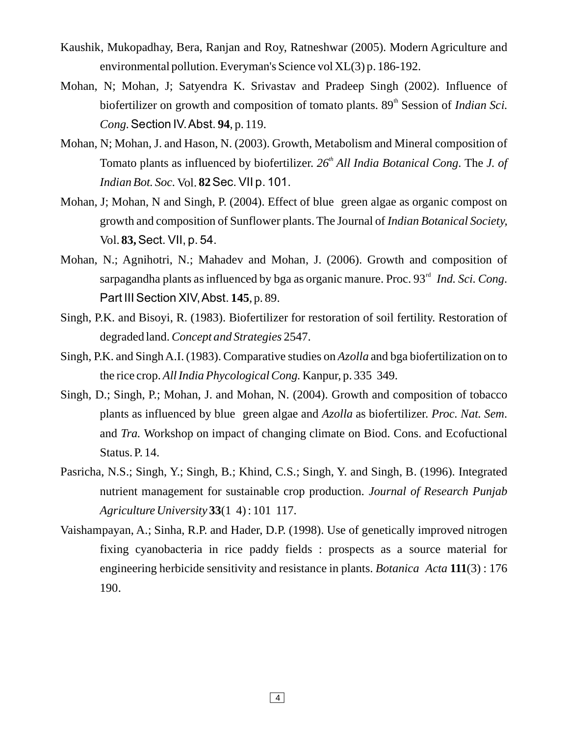Kaushik, Mukopadhay, Bera, Ranjan and Roy, Ratneshwar (2005). Modern Agriculture and environmental pollution. Everyman's Science vol XL(3) p. 186-192.

Mohan, N; Mohan, J; Satyendra K. Srivastav and Pradeep Singh (2002). Influence of biofertilizer on growth and composition of tomato plants. 89th Session of *Indian Sci. Cong.* Section IV. Abst. **94**, p. 119.

Mohan, N; Mohan, J. and Hason, N. (2003). Growth, Metabolism and Mineral composition of Tomato plants as influenced by biofertilizer. *26th All India Botanical Cong.* The *J. of Indian Bot. Soc.* Vol. **82** Sec. VII p. 101.

Mohan, J; Mohan, N and Singh, P. (2004). Effect of blue green algae as organic compost on growth and composition of Sunflower plants. The Journal of *Indian Botanical Society,* Vol. **83,** Sect. VII, p. 54.

Mohan, N.; Agnihotri, N.; Mahadev and Mohan, J. (2006). Growth and composition of sarpagandha plants as influenced by bga as organic manure. Proc. 93rd *Ind. Sci. Cong.* Part III Section XIV, Abst. **145**, p. 89.

Singh, P.K. and Bisoyi, R. (1983). Biofertilizer for restoration of soil fertility. Restoration of degraded land. *Concept and Strategies* 2547.

Singh, P.K. and Singh A.I. (1983). Comparative studies on *Azolla* and bga biofertilization on to the rice crop. *All India Phycological Cong.* Kanpur, p. 335 349.

Singh, D.; Singh, P.; Mohan, J. and Mohan, N. (2004). Growth and composition of tobacco plants as influenced by blue green algae and *Azolla* as biofertilizer. *Proc. Nat. Sem.* and *Tra.* Workshop on impact of changing climate on Biod. Cons. and Ecofuctional Status. P. 14.

Pasricha, N.S.; Singh, Y.; Singh, B.; Khind, C.S.; Singh, Y. and Singh, B. (1996). Integrated nutrient management for sustainable crop production. *Journal of Research Punjab Agriculture University* **33**(1 4) : 101 117.

Vaishampayan, A.; Sinha, R.P. and Hader, D.P. (1998). Use of genetically improved nitrogen fixing cyanobacteria in rice paddy fields : prospects as a source material for engineering herbicide sensitivity and resistance in plants. *Botanica Acta* **111**(3) : 176 190.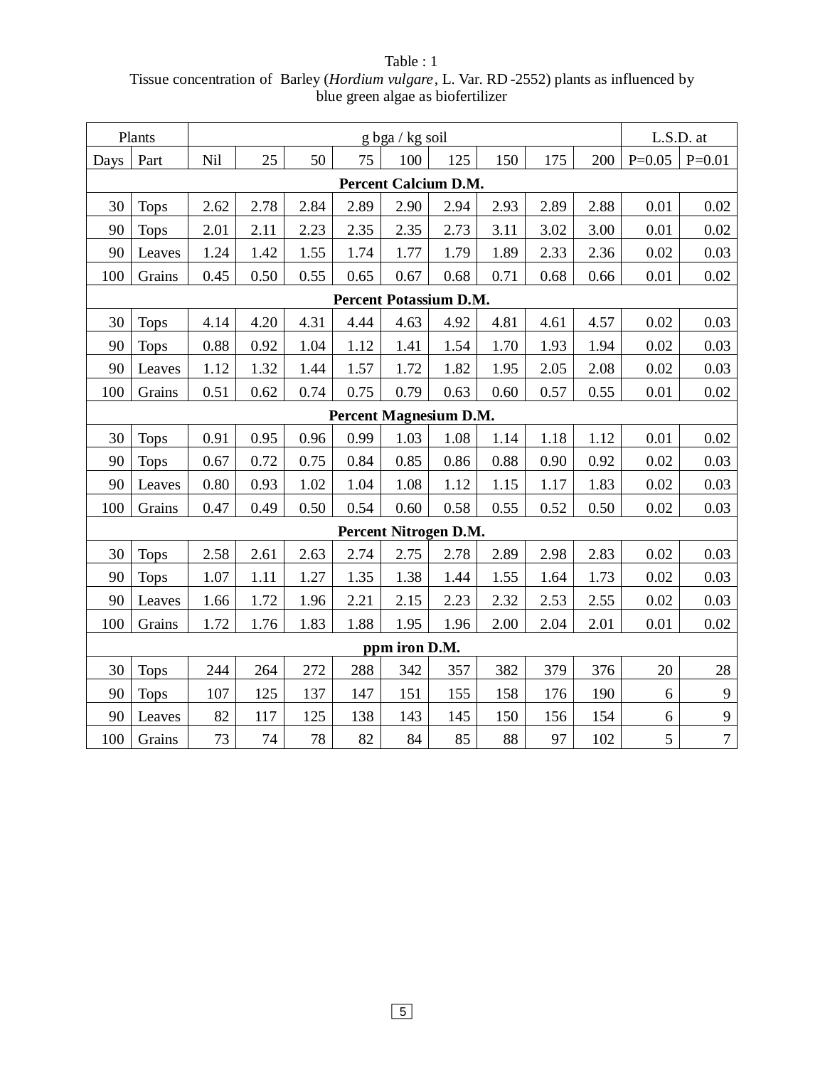Table : 1

Tissue concentration of Barley (*Hordium vulgare*, L. Var. RD -2552) plants as influenced by blue green algae as biofertilizer

| Plants | | g bga / kg soil | | | | | | | | | L.S.D. at | |
|---|---|---|---|---|---|---|---|---|---|---|---|---|
| Days | Part | Nil | 25 | 50 | 75 | 100 | 125 | 150 | 175 | 200 | P=0.05 | P=0.01 |
| **Percent Calcium D.M.** | | | | | | | | | | | | |
| 30 | Tops | 2.62 | 2.78 | 2.84 | 2.89 | 2.90 | 2.94 | 2.93 | 2.89 | 2.88 | 0.01 | 0.02 |
| 90 | Tops | 2.01 | 2.11 | 2.23 | 2.35 | 2.35 | 2.73 | 3.11 | 3.02 | 3.00 | 0.01 | 0.02 |
| 90 | Leaves | 1.24 | 1.42 | 1.55 | 1.74 | 1.77 | 1.79 | 1.89 | 2.33 | 2.36 | 0.02 | 0.03 |
| 100 | Grains | 0.45 | 0.50 | 0.55 | 0.65 | 0.67 | 0.68 | 0.71 | 0.68 | 0.66 | 0.01 | 0.02 |
| **Percent Potassium D.M.** | | | | | | | | | | | | |
| 30 | Tops | 4.14 | 4.20 | 4.31 | 4.44 | 4.63 | 4.92 | 4.81 | 4.61 | 4.57 | 0.02 | 0.03 |
| 90 | Tops | 0.88 | 0.92 | 1.04 | 1.12 | 1.41 | 1.54 | 1.70 | 1.93 | 1.94 | 0.02 | 0.03 |
| 90 | Leaves | 1.12 | 1.32 | 1.44 | 1.57 | 1.72 | 1.82 | 1.95 | 2.05 | 2.08 | 0.02 | 0.03 |
| 100 | Grains | 0.51 | 0.62 | 0.74 | 0.75 | 0.79 | 0.63 | 0.60 | 0.57 | 0.55 | 0.01 | 0.02 |
| **Percent Magnesium D.M.** | | | | | | | | | | | | |
| 30 | Tops | 0.91 | 0.95 | 0.96 | 0.99 | 1.03 | 1.08 | 1.14 | 1.18 | 1.12 | 0.01 | 0.02 |
| 90 | Tops | 0.67 | 0.72 | 0.75 | 0.84 | 0.85 | 0.86 | 0.88 | 0.90 | 0.92 | 0.02 | 0.03 |
| 90 | Leaves | 0.80 | 0.93 | 1.02 | 1.04 | 1.08 | 1.12 | 1.15 | 1.17 | 1.83 | 0.02 | 0.03 |
| 100 | Grains | 0.47 | 0.49 | 0.50 | 0.54 | 0.60 | 0.58 | 0.55 | 0.52 | 0.50 | 0.02 | 0.03 |
| **Percent Nitrogen D.M.** | | | | | | | | | | | | |
| 30 | Tops | 2.58 | 2.61 | 2.63 | 2.74 | 2.75 | 2.78 | 2.89 | 2.98 | 2.83 | 0.02 | 0.03 |
| 90 | Tops | 1.07 | 1.11 | 1.27 | 1.35 | 1.38 | 1.44 | 1.55 | 1.64 | 1.73 | 0.02 | 0.03 |
| 90 | Leaves | 1.66 | 1.72 | 1.96 | 2.21 | 2.15 | 2.23 | 2.32 | 2.53 | 2.55 | 0.02 | 0.03 |
| 100 | Grains | 1.72 | 1.76 | 1.83 | 1.88 | 1.95 | 1.96 | 2.00 | 2.04 | 2.01 | 0.01 | 0.02 |
| **ppm iron D.M.** | | | | | | | | | | | | |
| 30 | Tops | 244 | 264 | 272 | 288 | 342 | 357 | 382 | 379 | 376 | 20 | 28 |
| 90 | Tops | 107 | 125 | 137 | 147 | 151 | 155 | 158 | 176 | 190 | 6 | 9 |
| 90 | Leaves | 82 | 117 | 125 | 138 | 143 | 145 | 150 | 156 | 154 | 6 | 9 |
| 100 | Grains | 73 | 74 | 78 | 82 | 84 | 85 | 88 | 97 | 102 | 5 | 7 |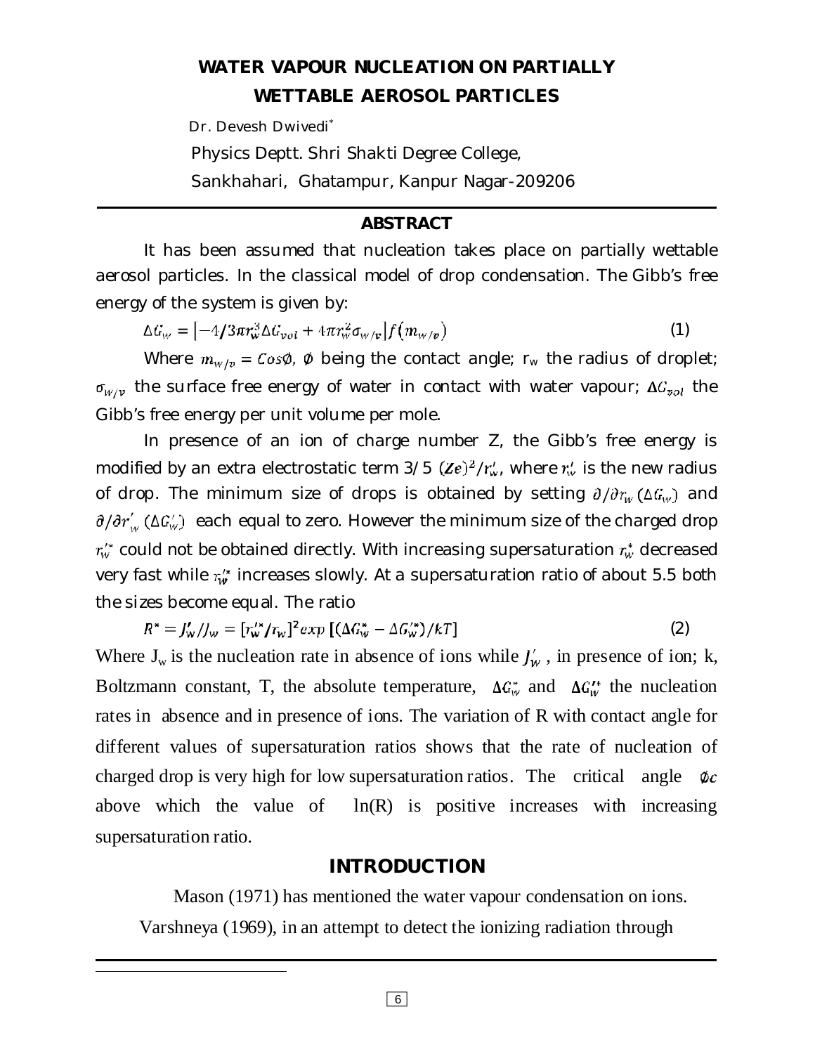# WATER VAPOUR NUCLEATION ON PARTIALLY WETTABLE AEROSOL PARTICLES

Dr. Devesh Dwivedi*

Physics Deptt. Shri Shakti Degree College,

Sankhahari, Ghatampur, Kanpur Nagar-209206

## ABSTRACT

It has been assumed that nucleation takes place on partially wettable aerosol particles. In the classical model of drop condensation. The Gibb's free energy of the system is given by:

$$\Delta G_w = \left|-4/3\pi r_w^3 \Delta G_{vol} + 4\pi r_w^2 \sigma_{w/v}\right| f(m_{w/v}) \tag{1}$$

Where $m_{w/v} = Cos\emptyset$, $\emptyset$ being the contact angle; $r_w$ the radius of droplet; $\sigma_{W/v}$ the surface free energy of water in contact with water vapour; $\Delta G_{vol}$ the Gibb's free energy per unit volume per mole.

In presence of an ion of charge number Z, the Gibb's free energy is modified by an extra electrostatic term 3/5 $(Ze)^2/r_w'$, where $r_w'$ is the new radius of drop. The minimum size of drops is obtained by setting $\partial/\partial r_w(\Delta G_w)$ and $\partial/\partial r_w'(\Delta G_w')$ each equal to zero. However the minimum size of the charged drop $r_w'^*$ could not be obtained directly. With increasing supersaturation $r_w^*$ decreased very fast while $r_w'^*$ increases slowly. At a supersaturation ratio of about 5.5 both the sizes become equal. The ratio

$$R^* = J_w'/J_w = [r_w'^*/r_w]^2 exp\,[(\Delta G_w^* - \Delta G_w'^*)/kT] \tag{2}$$

Where $J_w$ is the nucleation rate in absence of ions while $J_w'$, in presence of ion; k, Boltzmann constant, T, the absolute temperature, $\Delta G_w^*$ and $\Delta G_w'^*$ the nucleation rates in absence and in presence of ions. The variation of R with contact angle for different values of supersaturation ratios shows that the rate of nucleation of charged drop is very high for low supersaturation ratios. The critical angle $\emptyset c$ above which the value of ln(R) is positive increases with increasing supersaturation ratio.

## INTRODUCTION

Mason (1971) has mentioned the water vapour condensation on ions. Varshneya (1969), in an attempt to detect the ionizing radiation through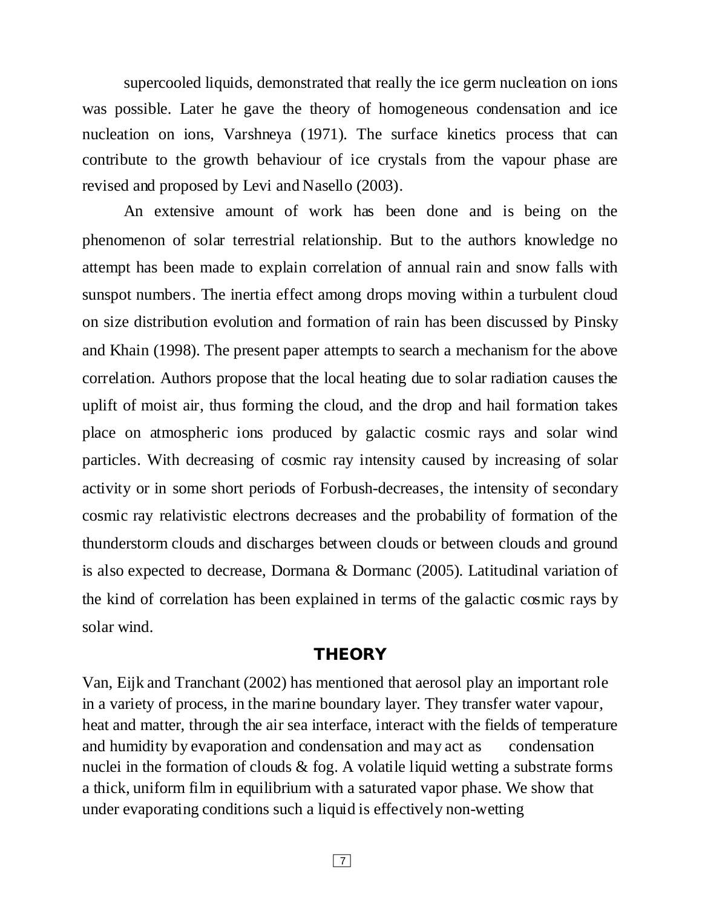supercooled liquids, demonstrated that really the ice germ nucleation on ions was possible. Later he gave the theory of homogeneous condensation and ice nucleation on ions, Varshneya (1971). The surface kinetics process that can contribute to the growth behaviour of ice crystals from the vapour phase are revised and proposed by Levi and Nasello (2003).

An extensive amount of work has been done and is being on the phenomenon of solar terrestrial relationship. But to the authors knowledge no attempt has been made to explain correlation of annual rain and snow falls with sunspot numbers. The inertia effect among drops moving within a turbulent cloud on size distribution evolution and formation of rain has been discussed by Pinsky and Khain (1998). The present paper attempts to search a mechanism for the above correlation. Authors propose that the local heating due to solar radiation causes the uplift of moist air, thus forming the cloud, and the drop and hail formation takes place on atmospheric ions produced by galactic cosmic rays and solar wind particles. With decreasing of cosmic ray intensity caused by increasing of solar activity or in some short periods of Forbush-decreases, the intensity of secondary cosmic ray relativistic electrons decreases and the probability of formation of the thunderstorm clouds and discharges between clouds or between clouds and ground is also expected to decrease, Dormana & Dormanc (2005). Latitudinal variation of the kind of correlation has been explained in terms of the galactic cosmic rays by solar wind.

## THEORY

Van, Eijk and Tranchant (2002) has mentioned that aerosol play an important role in a variety of process, in the marine boundary layer. They transfer water vapour, heat and matter, through the air sea interface, interact with the fields of temperature and humidity by evaporation and condensation and may act as condensation nuclei in the formation of clouds & fog. A volatile liquid wetting a substrate forms a thick, uniform film in equilibrium with a saturated vapor phase. We show that under evaporating conditions such a liquid is effectively non-wetting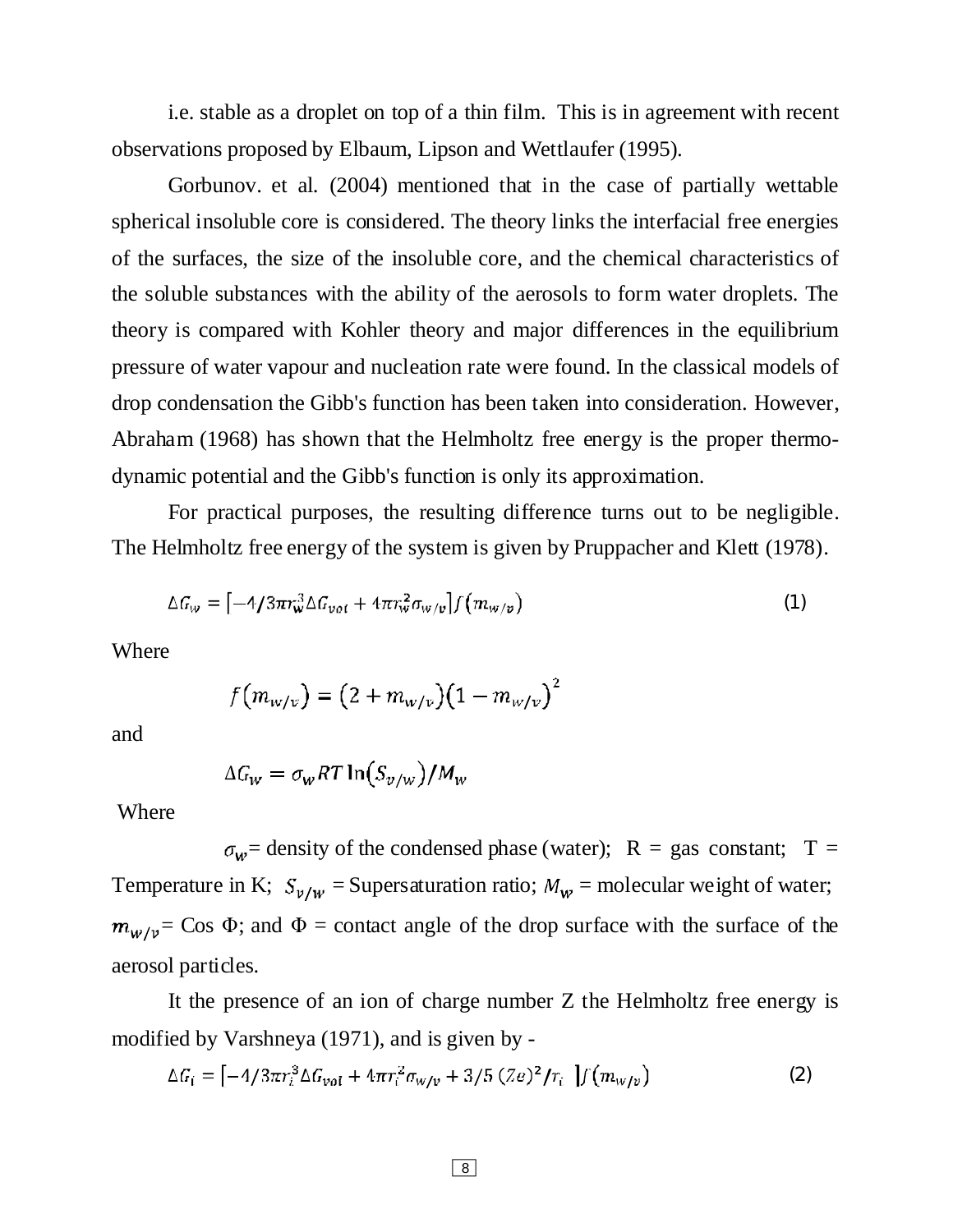i.e. stable as a droplet on top of a thin film. This is in agreement with recent observations proposed by Elbaum, Lipson and Wettlaufer (1995).

Gorbunov. et al. (2004) mentioned that in the case of partially wettable spherical insoluble core is considered. The theory links the interfacial free energies of the surfaces, the size of the insoluble core, and the chemical characteristics of the soluble substances with the ability of the aerosols to form water droplets. The theory is compared with Kohler theory and major differences in the equilibrium pressure of water vapour and nucleation rate were found. In the classical models of drop condensation the Gibb's function has been taken into consideration. However, Abraham (1968) has shown that the Helmholtz free energy is the proper thermo-dynamic potential and the Gibb's function is only its approximation.

For practical purposes, the resulting difference turns out to be negligible. The Helmholtz free energy of the system is given by Pruppacher and Klett (1978).

$$\Delta G_w = \left[-4/3\pi r_w^3 \Delta G_{vol} + 4\pi r_w^2 \sigma_{w/v}\right] f(m_{w/v}) \qquad (1)$$

Where

$$f(m_{w/v}) = (2 + m_{w/v})(1 - m_{w/v})^2$$

and

$$\Delta G_w = \sigma_w RT \ln(S_{v/w})/M_w$$

Where

$\sigma_w$= density of the condensed phase (water); R = gas constant; T = Temperature in K; $S_{v/w}$ = Supersaturation ratio; $M_w$ = molecular weight of water; $m_{w/v}$= Cos Φ; and Φ = contact angle of the drop surface with the surface of the aerosol particles.

It the presence of an ion of charge number Z the Helmholtz free energy is modified by Varshneya (1971), and is given by -

$$\Delta G_i = \left[-4/3\pi r_i^3 \Delta G_{vol} + 4\pi r_i^2 \sigma_{w/v} + 3/5\,(Ze)^2/r_i\ \right] f(m_{w/v}) \qquad (2)$$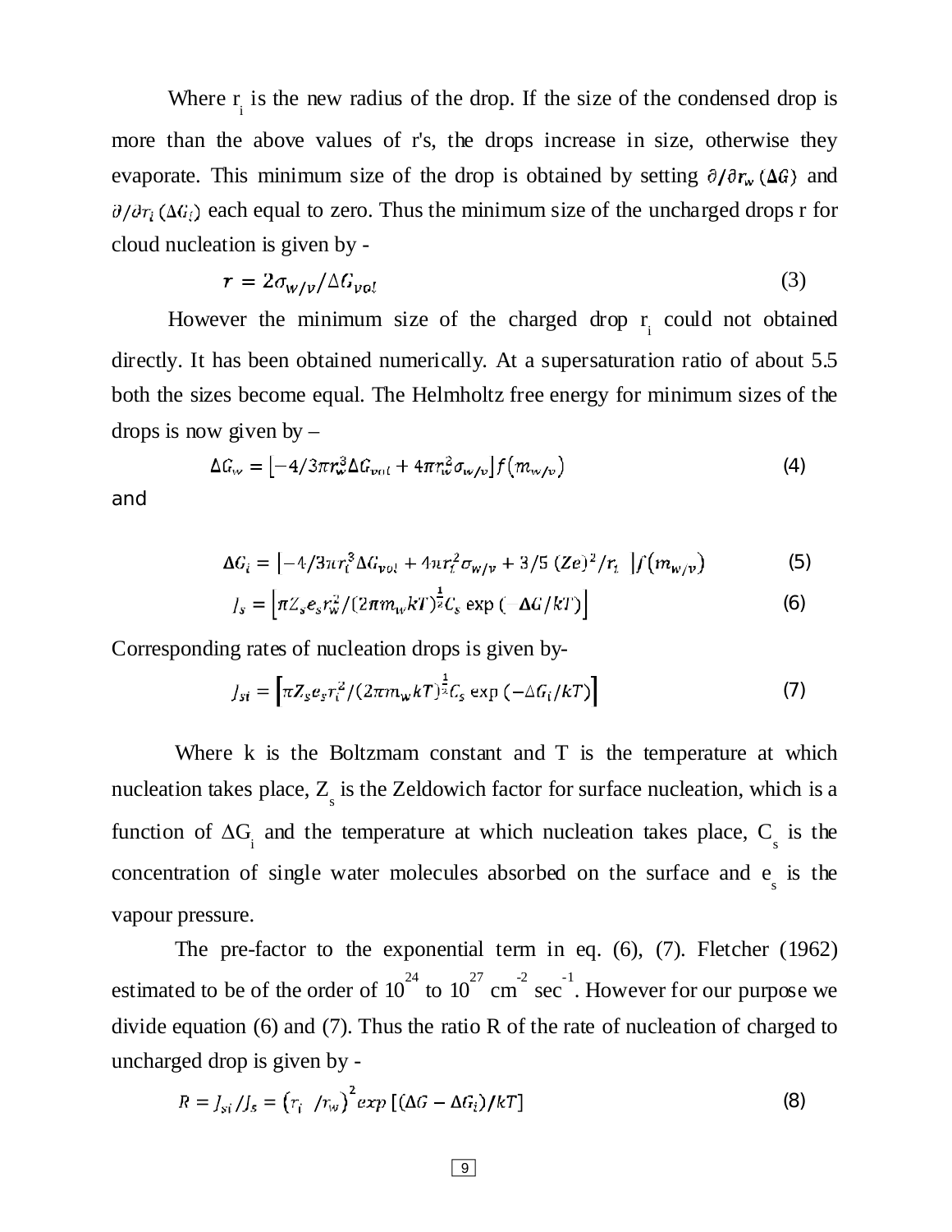Where $r_i$ is the new radius of the drop. If the size of the condensed drop is more than the above values of r's, the drops increase in size, otherwise they evaporate. This minimum size of the drop is obtained by setting $\partial/\partial r_w (\Delta G)$ and $\partial/\partial r_i (\Delta G_i)$ each equal to zero. Thus the minimum size of the uncharged drops r for cloud nucleation is given by -

$$r = 2\sigma_{w/v}/\Delta G_{vol} \tag{3}$$

However the minimum size of the charged drop $r_i$ could not obtained directly. It has been obtained numerically. At a supersaturation ratio of about 5.5 both the sizes become equal. The Helmholtz free energy for minimum sizes of the drops is now given by –

$$\Delta G_w = \left[-4/3\pi r_w^3 \Delta G_{vol} + 4\pi r_w^2 \sigma_{w/v}\right] f(m_{w/v}) \tag{4}$$

and

$$\Delta G_i = \left[-4/3\pi r_i^3 \Delta G_{vol} + 4\pi r_i^2 \sigma_{w/v} + 3/5\,(Ze)^2/r_i\right] f(m_{w/v}) \tag{5}$$

$$J_s = \left[\pi Z_s e_s r_w^2/(2\pi m_w kT)^{\frac{1}{2}} C_s \exp\left(-\Delta G/kT\right)\right] \tag{6}$$

Corresponding rates of nucleation drops is given by-

$$J_{si} = \left[\pi Z_s e_s r_i^2/(2\pi m_w kT)^{\frac{1}{2}} C_s \exp\left(-\Delta G_i/kT\right)\right] \tag{7}$$

Where k is the Boltzmam constant and T is the temperature at which nucleation takes place, $Z_s$ is the Zeldowich factor for surface nucleation, which is a function of $\Delta G_i$ and the temperature at which nucleation takes place, $C_s$ is the concentration of single water molecules absorbed on the surface and $e_s$ is the vapour pressure.

The pre-factor to the exponential term in eq. (6), (7). Fletcher (1962) estimated to be of the order of $10^{24}$ to $10^{27}$ $cm^{-2}$ $sec^{-1}$. However for our purpose we divide equation (6) and (7). Thus the ratio R of the rate of nucleation of charged to uncharged drop is given by -

$$R = J_{si}/J_s = \left(r_i\ /r_w\right)^2 exp\left[(\Delta G - \Delta G_i)/kT\right] \tag{8}$$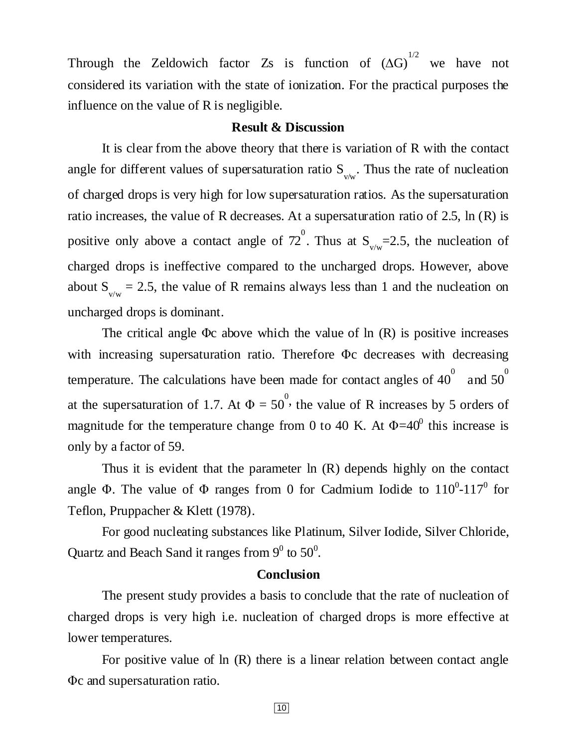Through the Zeldowich factor Zs is function of $(\Delta G)^{1/2}$ we have not considered its variation with the state of ionization. For the practical purposes the influence on the value of R is negligible.

## Result & Discussion

It is clear from the above theory that there is variation of R with the contact angle for different values of supersaturation ratio $S_{v/w}$. Thus the rate of nucleation of charged drops is very high for low supersaturation ratios. As the supersaturation ratio increases, the value of R decreases. At a supersaturation ratio of 2.5, ln (R) is positive only above a contact angle of $72^0$. Thus at $S_{v/w}$=2.5, the nucleation of charged drops is ineffective compared to the uncharged drops. However, above about $S_{v/w}$ = 2.5, the value of R remains always less than 1 and the nucleation on uncharged drops is dominant.

The critical angle $\Phi c$ above which the value of ln (R) is positive increases with increasing supersaturation ratio. Therefore $\Phi c$ decreases with decreasing temperature. The calculations have been made for contact angles of $40^0$ and $50^0$ at the supersaturation of 1.7. At $\Phi = 50^0$, the value of R increases by 5 orders of magnitude for the temperature change from 0 to 40 K. At $\Phi=40^0$ this increase is only by a factor of 59.

Thus it is evident that the parameter ln (R) depends highly on the contact angle $\Phi$. The value of $\Phi$ ranges from 0 for Cadmium Iodide to $110^0$-$117^0$ for Teflon, Pruppacher & Klett (1978).

For good nucleating substances like Platinum, Silver Iodide, Silver Chloride, Quartz and Beach Sand it ranges from $9^0$ to $50^0$.

## Conclusion

The present study provides a basis to conclude that the rate of nucleation of charged drops is very high i.e. nucleation of charged drops is more effective at lower temperatures.

For positive value of ln (R) there is a linear relation between contact angle $\Phi c$ and supersaturation ratio.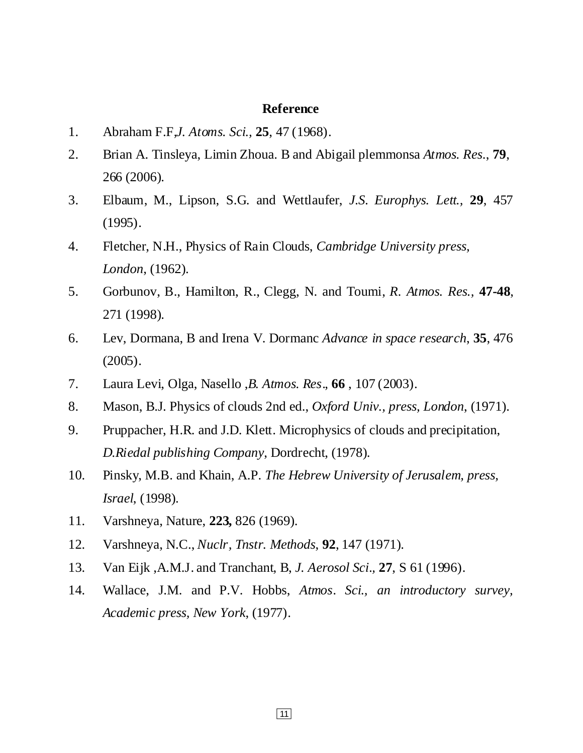## Reference

1. Abraham F.F,*J. Atoms. Sci.,* **25**, 47 (1968).
2. Brian A. Tinsleya, Limin Zhoua. B and Abigail plemmonsa *Atmos. Res*., **79**, 266 (2006).
3. Elbaum, M., Lipson, S.G. and Wettlaufer, *J.S. Europhys. Lett.,* **29**, 457 (1995).
4. Fletcher, N.H., Physics of Rain Clouds, *Cambridge University press, London*, (1962).
5. Gorbunov, B., Hamilton, R., Clegg, N. and Toumi, *R. Atmos. Res.,* **47-48**, 271 (1998).
6. Lev, Dormana, B and Irena V. Dormanc *Advance in space research*, **35**, 476 (2005).
7. Laura Levi, Olga, Nasello ,*B. Atmos. Res*., **66** , 107 (2003).
8. Mason, B.J. Physics of clouds 2nd ed., *Oxford Univ., press, London*, (1971).
9. Pruppacher, H.R. and J.D. Klett. Microphysics of clouds and precipitation, *D.Riedal publishing Company*, Dordrecht, (1978).
10. Pinsky, M.B. and Khain, A.P. *The Hebrew University of Jerusalem, press, Israel*, (1998).
11. Varshneya, Nature, **223,** 826 (1969).
12. Varshneya, N.C., *Nuclr, Tnstr. Methods*, **92**, 147 (1971).
13. Van Eijk ,A.M.J. and Tranchant, B, *J. Aerosol Sci*., **27**, S 61 (1996).
14. Wallace, J.M. and P.V. Hobbs, *Atmos. Sci., an introductory survey, Academic press, New York*, (1977).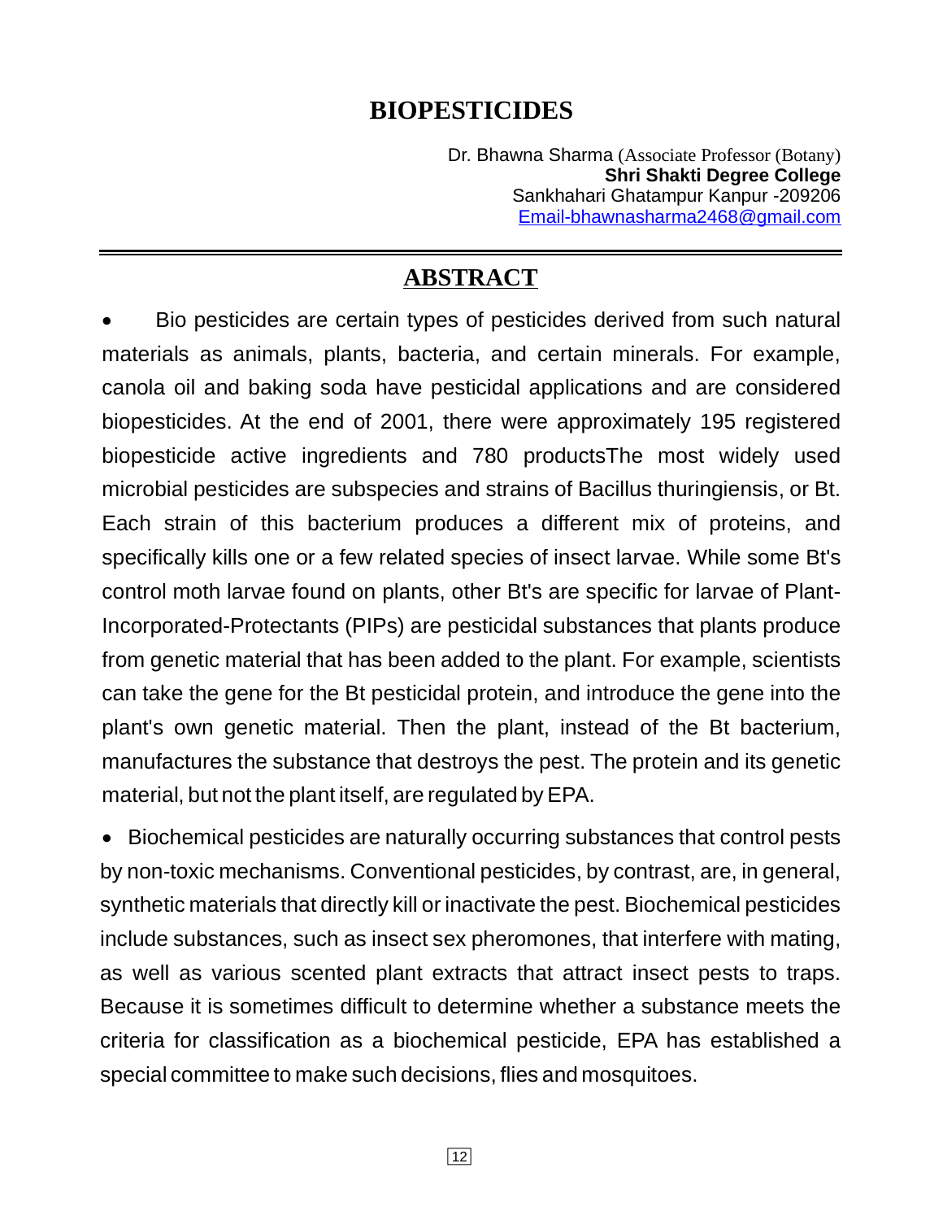# BIOPESTICIDES

Dr. Bhawna Sharma (Associate Professor (Botany)
**Shri Shakti Degree College**
Sankhahari Ghatampur Kanpur -209206
Email-bhawnasharma2468@gmail.com

## ABSTRACT

- Bio pesticides are certain types of pesticides derived from such natural materials as animals, plants, bacteria, and certain minerals. For example, canola oil and baking soda have pesticidal applications and are considered biopesticides. At the end of 2001, there were approximately 195 registered biopesticide active ingredients and 780 productsThe most widely used microbial pesticides are subspecies and strains of Bacillus thuringiensis, or Bt. Each strain of this bacterium produces a different mix of proteins, and specifically kills one or a few related species of insect larvae. While some Bt's control moth larvae found on plants, other Bt's are specific for larvae of Plant-Incorporated-Protectants (PIPs) are pesticidal substances that plants produce from genetic material that has been added to the plant. For example, scientists can take the gene for the Bt pesticidal protein, and introduce the gene into the plant's own genetic material. Then the plant, instead of the Bt bacterium, manufactures the substance that destroys the pest. The protein and its genetic material, but not the plant itself, are regulated by EPA.

- Biochemical pesticides are naturally occurring substances that control pests by non-toxic mechanisms. Conventional pesticides, by contrast, are, in general, synthetic materials that directly kill or inactivate the pest. Biochemical pesticides include substances, such as insect sex pheromones, that interfere with mating, as well as various scented plant extracts that attract insect pests to traps. Because it is sometimes difficult to determine whether a substance meets the criteria for classification as a biochemical pesticide, EPA has established a special committee to make such decisions, flies and mosquitoes.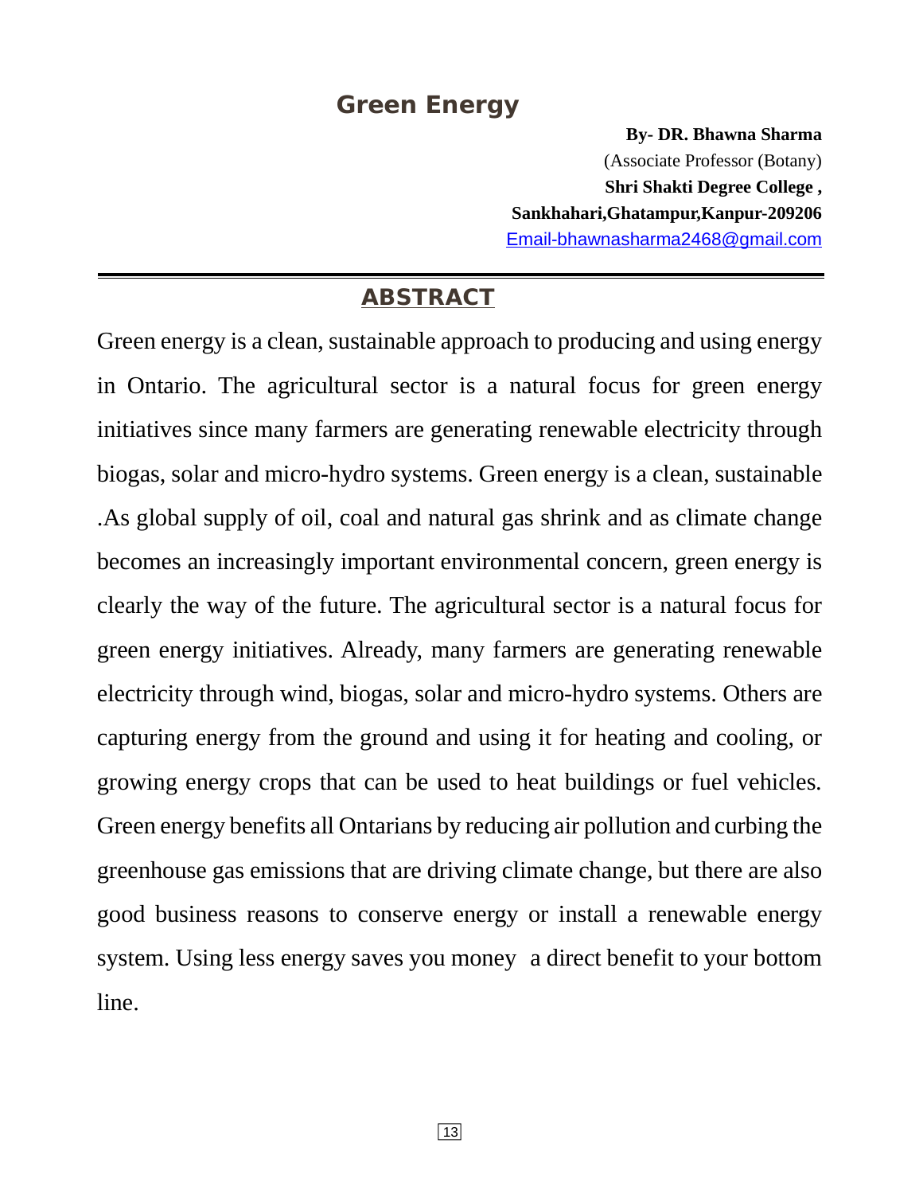# Green Energy

**By- DR. Bhawna Sharma**
(Associate Professor (Botany)
**Shri Shakti Degree College ,**
**Sankhahari,Ghatampur,Kanpur-209206**
Email-bhawnasharma2468@gmail.com

---

## ABSTRACT

Green energy is a clean, sustainable approach to producing and using energy in Ontario. The agricultural sector is a natural focus for green energy initiatives since many farmers are generating renewable electricity through biogas, solar and micro-hydro systems. Green energy is a clean, sustainable .As global supply of oil, coal and natural gas shrink and as climate change becomes an increasingly important environmental concern, green energy is clearly the way of the future. The agricultural sector is a natural focus for green energy initiatives. Already, many farmers are generating renewable electricity through wind, biogas, solar and micro-hydro systems. Others are capturing energy from the ground and using it for heating and cooling, or growing energy crops that can be used to heat buildings or fuel vehicles. Green energy benefits all Ontarians by reducing air pollution and curbing the greenhouse gas emissions that are driving climate change, but there are also good business reasons to conserve energy or install a renewable energy system. Using less energy saves you money a direct benefit to your bottom line.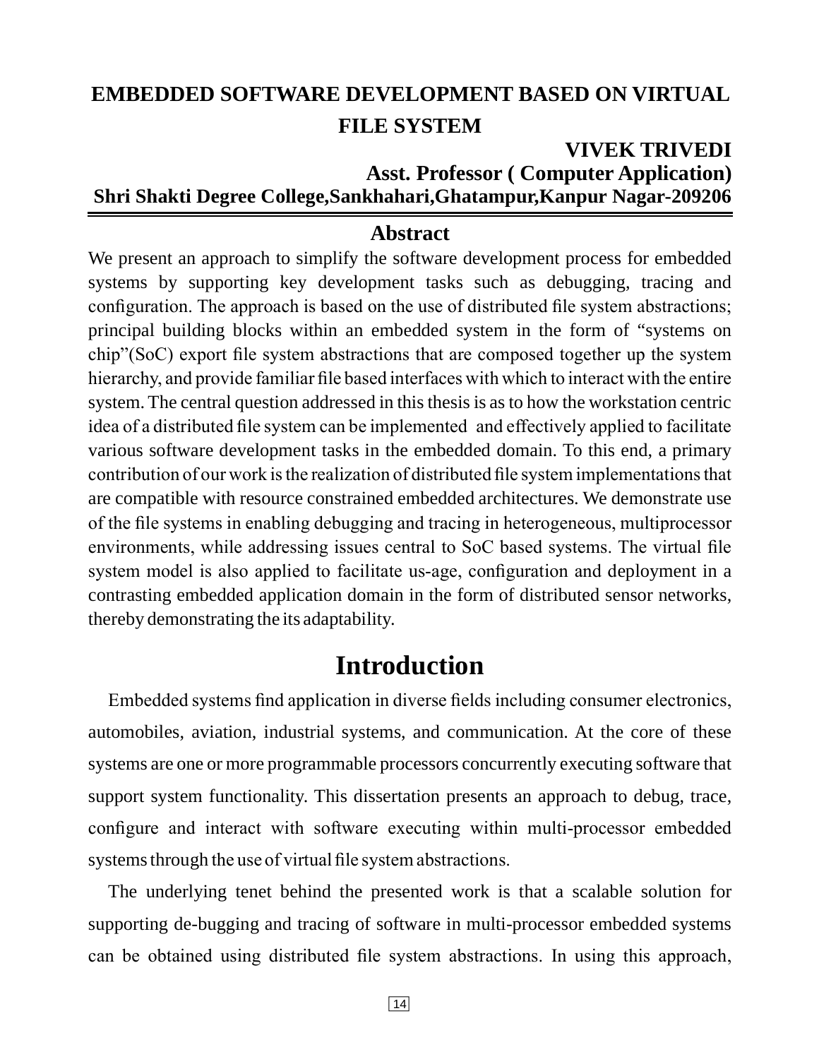# EMBEDDED SOFTWARE DEVELOPMENT BASED ON VIRTUAL FILE SYSTEM

**VIVEK TRIVEDI**
**Asst. Professor ( Computer Application)**
**Shri Shakti Degree College,Sankhahari,Ghatampur,Kanpur Nagar-209206**

## Abstract

We present an approach to simplify the software development process for embedded systems by supporting key development tasks such as debugging, tracing and configuration. The approach is based on the use of distributed file system abstractions; principal building blocks within an embedded system in the form of "systems on chip"(SoC) export file system abstractions that are composed together up the system hierarchy, and provide familiar file based interfaces with which to interact with the entire system. The central question addressed in this thesis is as to how the workstation centric idea of a distributed file system can be implemented and effectively applied to facilitate various software development tasks in the embedded domain. To this end, a primary contribution of our work is the realization of distributed file system implementations that are compatible with resource constrained embedded architectures. We demonstrate use of the file systems in enabling debugging and tracing in heterogeneous, multiprocessor environments, while addressing issues central to SoC based systems. The virtual file system model is also applied to facilitate us-age, configuration and deployment in a contrasting embedded application domain in the form of distributed sensor networks, thereby demonstrating the its adaptability.

# Introduction

Embedded systems find application in diverse fields including consumer electronics, automobiles, aviation, industrial systems, and communication. At the core of these systems are one or more programmable processors concurrently executing software that support system functionality. This dissertation presents an approach to debug, trace, configure and interact with software executing within multi-processor embedded systems through the use of virtual file system abstractions.

The underlying tenet behind the presented work is that a scalable solution for supporting de-bugging and tracing of software in multi-processor embedded systems can be obtained using distributed file system abstractions. In using this approach,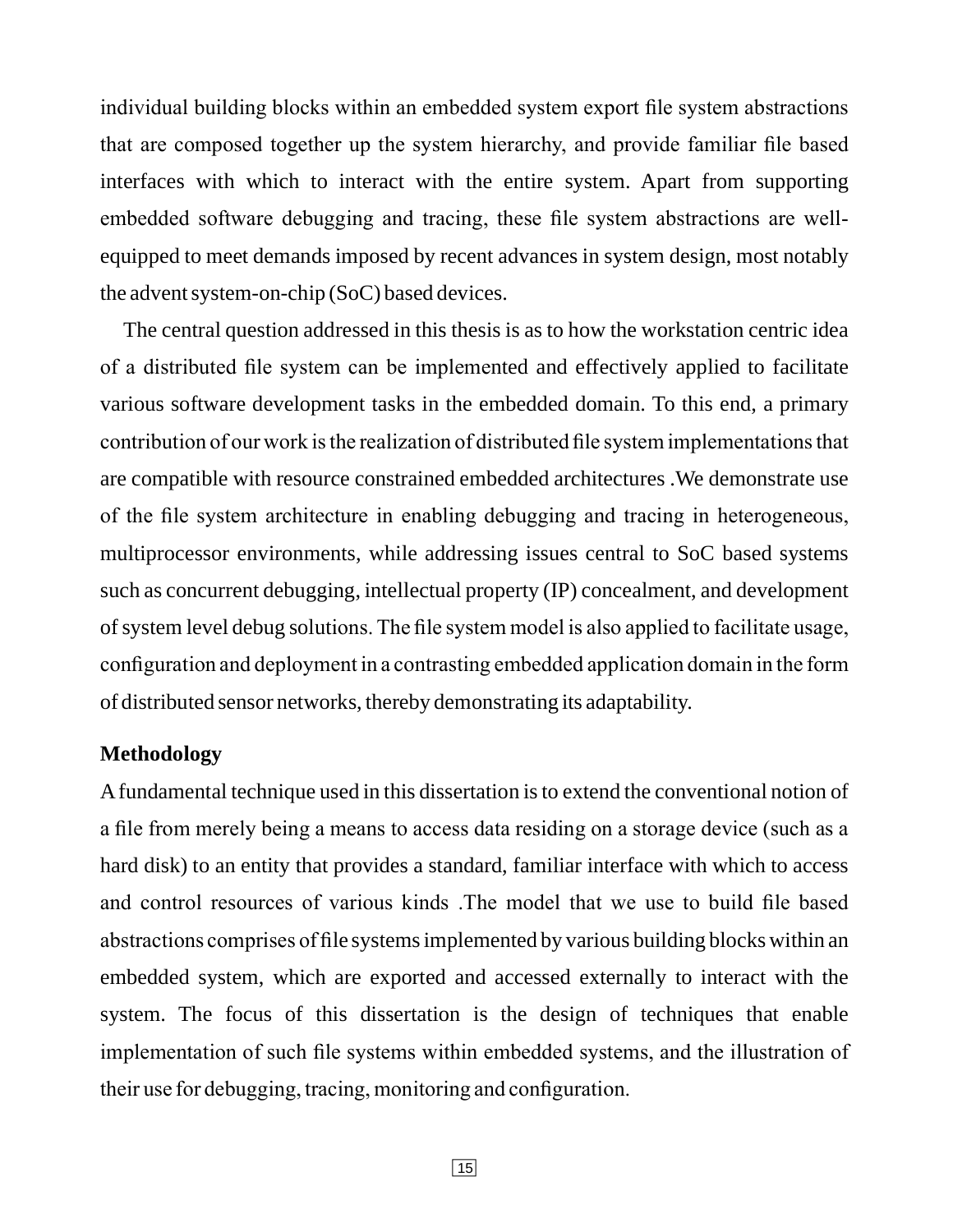individual building blocks within an embedded system export file system abstractions that are composed together up the system hierarchy, and provide familiar file based interfaces with which to interact with the entire system. Apart from supporting embedded software debugging and tracing, these file system abstractions are well-equipped to meet demands imposed by recent advances in system design, most notably the advent system-on-chip (SoC) based devices.

The central question addressed in this thesis is as to how the workstation centric idea of a distributed file system can be implemented and effectively applied to facilitate various software development tasks in the embedded domain. To this end, a primary contribution of our work is the realization of distributed file system implementations that are compatible with resource constrained embedded architectures .We demonstrate use of the file system architecture in enabling debugging and tracing in heterogeneous, multiprocessor environments, while addressing issues central to SoC based systems such as concurrent debugging, intellectual property (IP) concealment, and development of system level debug solutions. The file system model is also applied to facilitate usage, configuration and deployment in a contrasting embedded application domain in the form of distributed sensor networks, thereby demonstrating its adaptability.

**Methodology**

A fundamental technique used in this dissertation is to extend the conventional notion of a file from merely being a means to access data residing on a storage device (such as a hard disk) to an entity that provides a standard, familiar interface with which to access and control resources of various kinds .The model that we use to build file based abstractions comprises of file systems implemented by various building blocks within an embedded system, which are exported and accessed externally to interact with the system. The focus of this dissertation is the design of techniques that enable implementation of such file systems within embedded systems, and the illustration of their use for debugging, tracing, monitoring and configuration.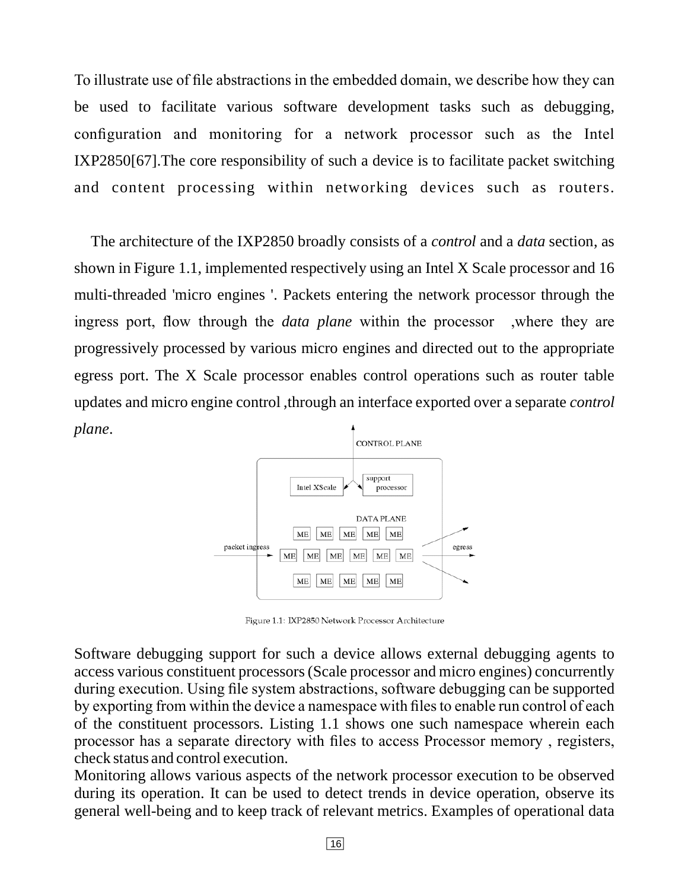To illustrate use of file abstractions in the embedded domain, we describe how they can be used to facilitate various software development tasks such as debugging, configuration and monitoring for a network processor such as the Intel IXP2850[67].The core responsibility of such a device is to facilitate packet switching and content processing within networking devices such as routers.

The architecture of the IXP2850 broadly consists of a *control* and a *data* section, as shown in Figure 1.1, implemented respectively using an Intel X Scale processor and 16 multi-threaded 'micro engines '. Packets entering the network processor through the ingress port, flow through the *data plane* within the processor ,where they are progressively processed by various micro engines and directed out to the appropriate egress port. The X Scale processor enables control operations such as router table updates and micro engine control ,through an interface exported over a separate *control plane*.

Figure 1.1: IXP2850 Network Processor Architecture

Software debugging support for such a device allows external debugging agents to access various constituent processors (Scale processor and micro engines) concurrently during execution. Using file system abstractions, software debugging can be supported by exporting from within the device a namespace with files to enable run control of each of the constituent processors. Listing 1.1 shows one such namespace wherein each processor has a separate directory with files to access Processor memory , registers, check status and control execution.
Monitoring allows various aspects of the network processor execution to be observed during its operation. It can be used to detect trends in device operation, observe its general well-being and to keep track of relevant metrics. Examples of operational data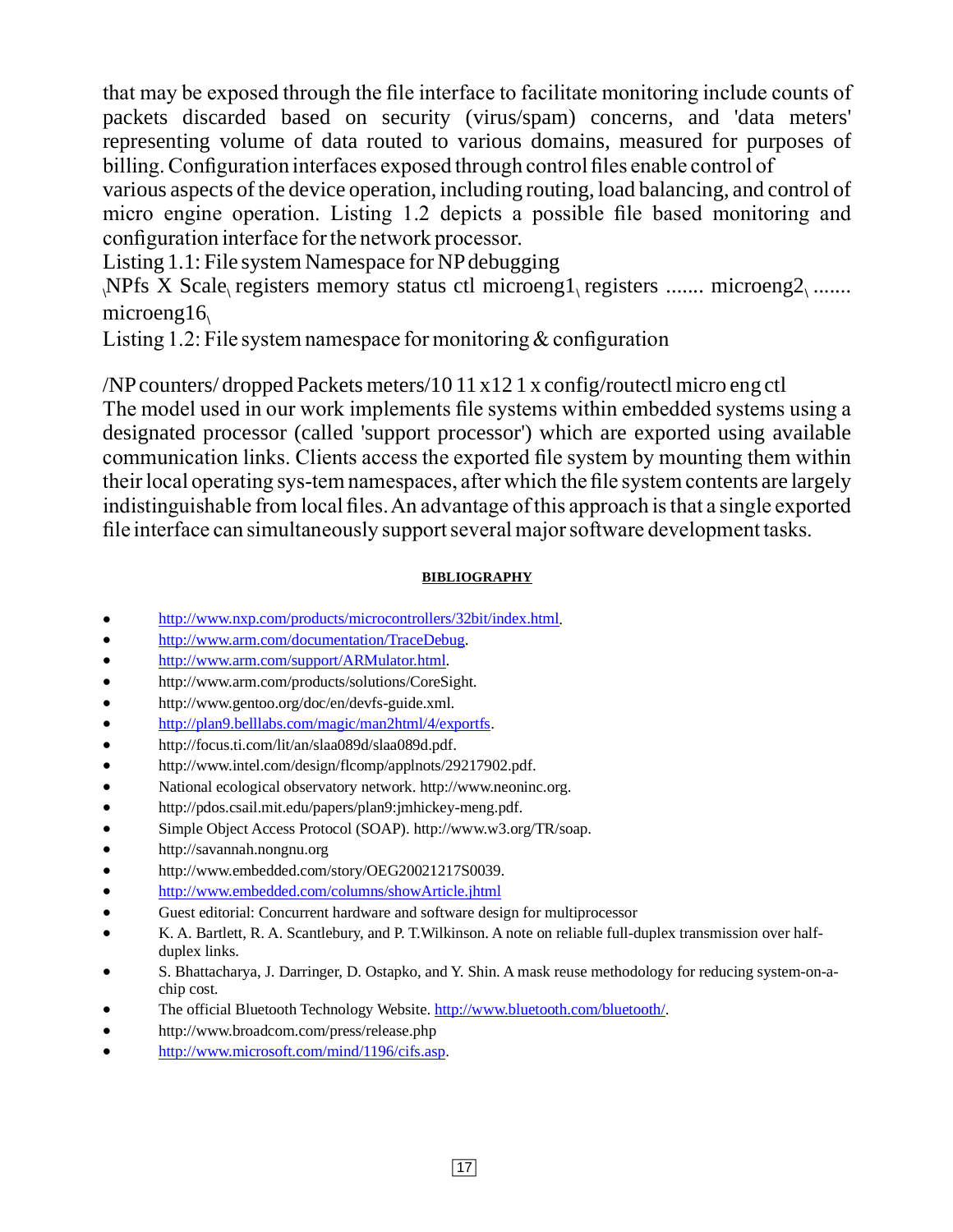that may be exposed through the file interface to facilitate monitoring include counts of packets discarded based on security (virus/spam) concerns, and 'data meters' representing volume of data routed to various domains, measured for purposes of billing. Configuration interfaces exposed through control files enable control of various aspects of the device operation, including routing, load balancing, and control of micro engine operation. Listing 1.2 depicts a possible file based monitoring and configuration interface for the network processor.

Listing 1.1: File system Namespace for NP debugging

\NPfs X Scale\ registers memory status ctl microeng1\ registers ....... microeng2\ ....... microeng16\

Listing 1.2: File system namespace for monitoring & configuration

/NP counters/ dropped Packets meters/10 11 x12 1 x config/routectl micro eng ctl

The model used in our work implements file systems within embedded systems using a designated processor (called 'support processor') which are exported using available communication links. Clients access the exported file system by mounting them within their local operating sys-tem namespaces, after which the file system contents are largely indistinguishable from local files. An advantage of this approach is that a single exported file interface can simultaneously support several major software development tasks.

## BIBLIOGRAPHY

- http://www.nxp.com/products/microcontrollers/32bit/index.html.
- http://www.arm.com/documentation/TraceDebug.
- http://www.arm.com/support/ARMulator.html.
- http://www.arm.com/products/solutions/CoreSight.
- http://www.gentoo.org/doc/en/devfs-guide.xml.
- http://plan9.belllabs.com/magic/man2html/4/exportfs.
- http://focus.ti.com/lit/an/slaa089d/slaa089d.pdf.
- http://www.intel.com/design/flcomp/applnots/29217902.pdf.
- National ecological observatory network. http://www.neoninc.org.
- http://pdos.csail.mit.edu/papers/plan9:jmhickey-meng.pdf.
- Simple Object Access Protocol (SOAP). http://www.w3.org/TR/soap.
- http://savannah.nongnu.org
- http://www.embedded.com/story/OEG20021217S0039.
- http://www.embedded.com/columns/showArticle.jhtml
- Guest editorial: Concurrent hardware and software design for multiprocessor
- K. A. Bartlett, R. A. Scantlebury, and P. T.Wilkinson. A note on reliable full-duplex transmission over half-duplex links.
- S. Bhattacharya, J. Darringer, D. Ostapko, and Y. Shin. A mask reuse methodology for reducing system-on-a-chip cost.
- The official Bluetooth Technology Website. http://www.bluetooth.com/bluetooth/.
- http://www.broadcom.com/press/release.php
- http://www.microsoft.com/mind/1196/cifs.asp.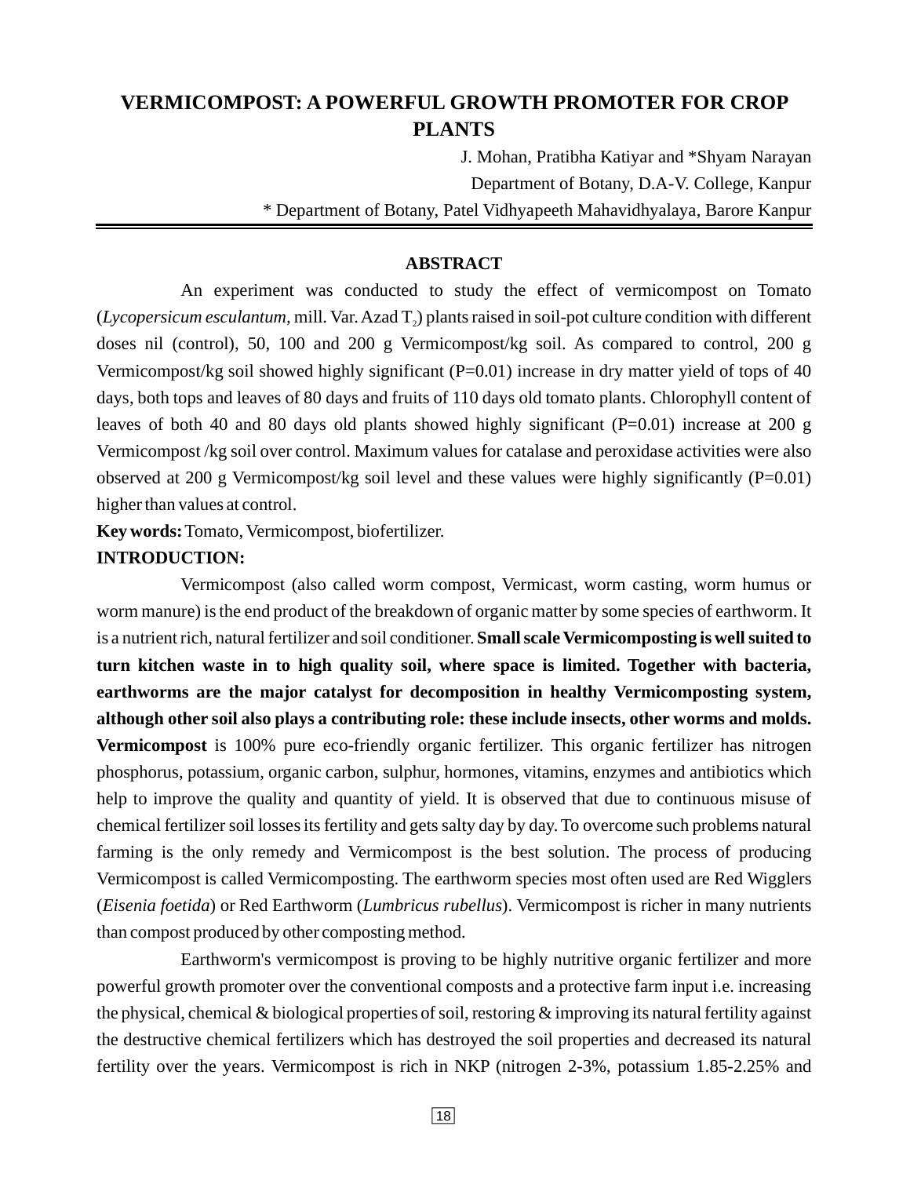# VERMICOMPOST: A POWERFUL GROWTH PROMOTER FOR CROP PLANTS

J. Mohan, Pratibha Katiyar and *Shyam Narayan

Department of Botany, D.A-V. College, Kanpur

* Department of Botany, Patel Vidhyapeeth Mahavidhyalaya, Barore Kanpur

## ABSTRACT

An experiment was conducted to study the effect of vermicompost on Tomato (*Lycopersicum esculantum,* mill. Var. Azad $T_2$) plants raised in soil-pot culture condition with different doses nil (control), 50, 100 and 200 g Vermicompost/kg soil. As compared to control, 200 g Vermicompost/kg soil showed highly significant (P=0.01) increase in dry matter yield of tops of 40 days, both tops and leaves of 80 days and fruits of 110 days old tomato plants. Chlorophyll content of leaves of both 40 and 80 days old plants showed highly significant (P=0.01) increase at 200 g Vermicompost /kg soil over control. Maximum values for catalase and peroxidase activities were also observed at 200 g Vermicompost/kg soil level and these values were highly significantly (P=0.01) higher than values at control.

**Key words:** Tomato, Vermicompost, biofertilizer.

## INTRODUCTION:

Vermicompost (also called worm compost, Vermicast, worm casting, worm humus or worm manure) is the end product of the breakdown of organic matter by some species of earthworm. It is a nutrient rich, natural fertilizer and soil conditioner. **Small scale Vermicomposting is well suited to turn kitchen waste in to high quality soil, where space is limited. Together with bacteria, earthworms are the major catalyst for decomposition in healthy Vermicomposting system, although other soil also plays a contributing role: these include insects, other worms and molds. Vermicompost** is 100% pure eco-friendly organic fertilizer. This organic fertilizer has nitrogen phosphorus, potassium, organic carbon, sulphur, hormones, vitamins, enzymes and antibiotics which help to improve the quality and quantity of yield. It is observed that due to continuous misuse of chemical fertilizer soil losses its fertility and gets salty day by day. To overcome such problems natural farming is the only remedy and Vermicompost is the best solution. The process of producing Vermicompost is called Vermicomposting. The earthworm species most often used are Red Wigglers (*Eisenia foetida*) or Red Earthworm (*Lumbricus rubellus*). Vermicompost is richer in many nutrients than compost produced by other composting method.

Earthworm's vermicompost is proving to be highly nutritive organic fertilizer and more powerful growth promoter over the conventional composts and a protective farm input i.e. increasing the physical, chemical & biological properties of soil, restoring & improving its natural fertility against the destructive chemical fertilizers which has destroyed the soil properties and decreased its natural fertility over the years. Vermicompost is rich in NKP (nitrogen 2-3%, potassium 1.85-2.25% and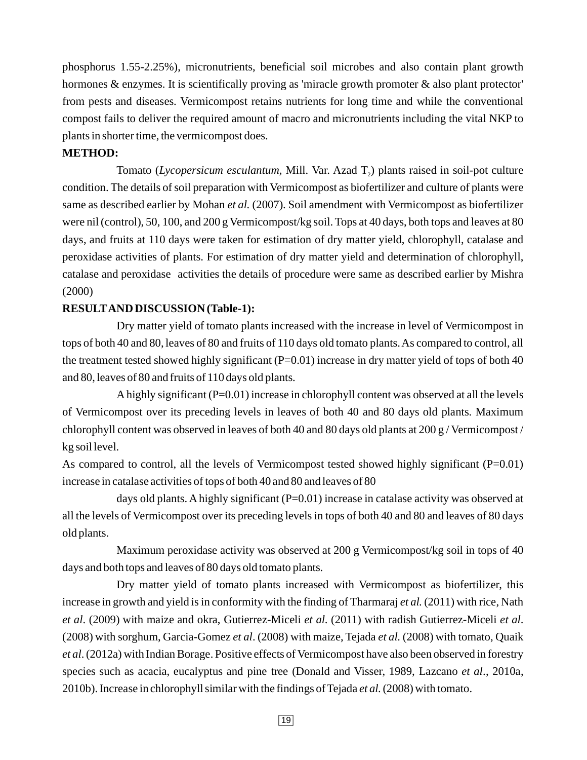phosphorus 1.55-2.25%), micronutrients, beneficial soil microbes and also contain plant growth hormones & enzymes. It is scientifically proving as 'miracle growth promoter & also plant protector' from pests and diseases. Vermicompost retains nutrients for long time and while the conventional compost fails to deliver the required amount of macro and micronutrients including the vital NKP to plants in shorter time, the vermicompost does.

**METHOD:**

Tomato (*Lycopersicum esculantum*, Mill. Var. Azad $T_2$) plants raised in soil-pot culture condition. The details of soil preparation with Vermicompost as biofertilizer and culture of plants were same as described earlier by Mohan *et al.* (2007). Soil amendment with Vermicompost as biofertilizer were nil (control), 50, 100, and 200 g Vermicompost/kg soil. Tops at 40 days, both tops and leaves at 80 days, and fruits at 110 days were taken for estimation of dry matter yield, chlorophyll, catalase and peroxidase activities of plants. For estimation of dry matter yield and determination of chlorophyll, catalase and peroxidase activities the details of procedure were same as described earlier by Mishra (2000)

**RESULT AND DISCUSSION (Table-1):**

Dry matter yield of tomato plants increased with the increase in level of Vermicompost in tops of both 40 and 80, leaves of 80 and fruits of 110 days old tomato plants. As compared to control, all the treatment tested showed highly significant (P=0.01) increase in dry matter yield of tops of both 40 and 80, leaves of 80 and fruits of 110 days old plants.

A highly significant (P=0.01) increase in chlorophyll content was observed at all the levels of Vermicompost over its preceding levels in leaves of both 40 and 80 days old plants. Maximum chlorophyll content was observed in leaves of both 40 and 80 days old plants at 200 g / Vermicompost / kg soil level.

As compared to control, all the levels of Vermicompost tested showed highly significant (P=0.01) increase in catalase activities of tops of both 40 and 80 and leaves of 80

days old plants. A highly significant (P=0.01) increase in catalase activity was observed at all the levels of Vermicompost over its preceding levels in tops of both 40 and 80 and leaves of 80 days old plants.

Maximum peroxidase activity was observed at 200 g Vermicompost/kg soil in tops of 40 days and both tops and leaves of 80 days old tomato plants.

Dry matter yield of tomato plants increased with Vermicompost as biofertilizer, this increase in growth and yield is in conformity with the finding of Tharmaraj *et al.* (2011) with rice, Nath *et al*. (2009) with maize and okra, Gutierrez-Miceli *et al.* (2011) with radish Gutierrez-Miceli *et al*. (2008) with sorghum, Garcia-Gomez *et al*. (2008) with maize, Tejada *et al.* (2008) with tomato, Quaik *et al*. (2012a) with Indian Borage. Positive effects of Vermicompost have also been observed in forestry species such as acacia, eucalyptus and pine tree (Donald and Visser, 1989, Lazcano *et al*., 2010a, 2010b). Increase in chlorophyll similar with the findings of Tejada *et al.* (2008) with tomato.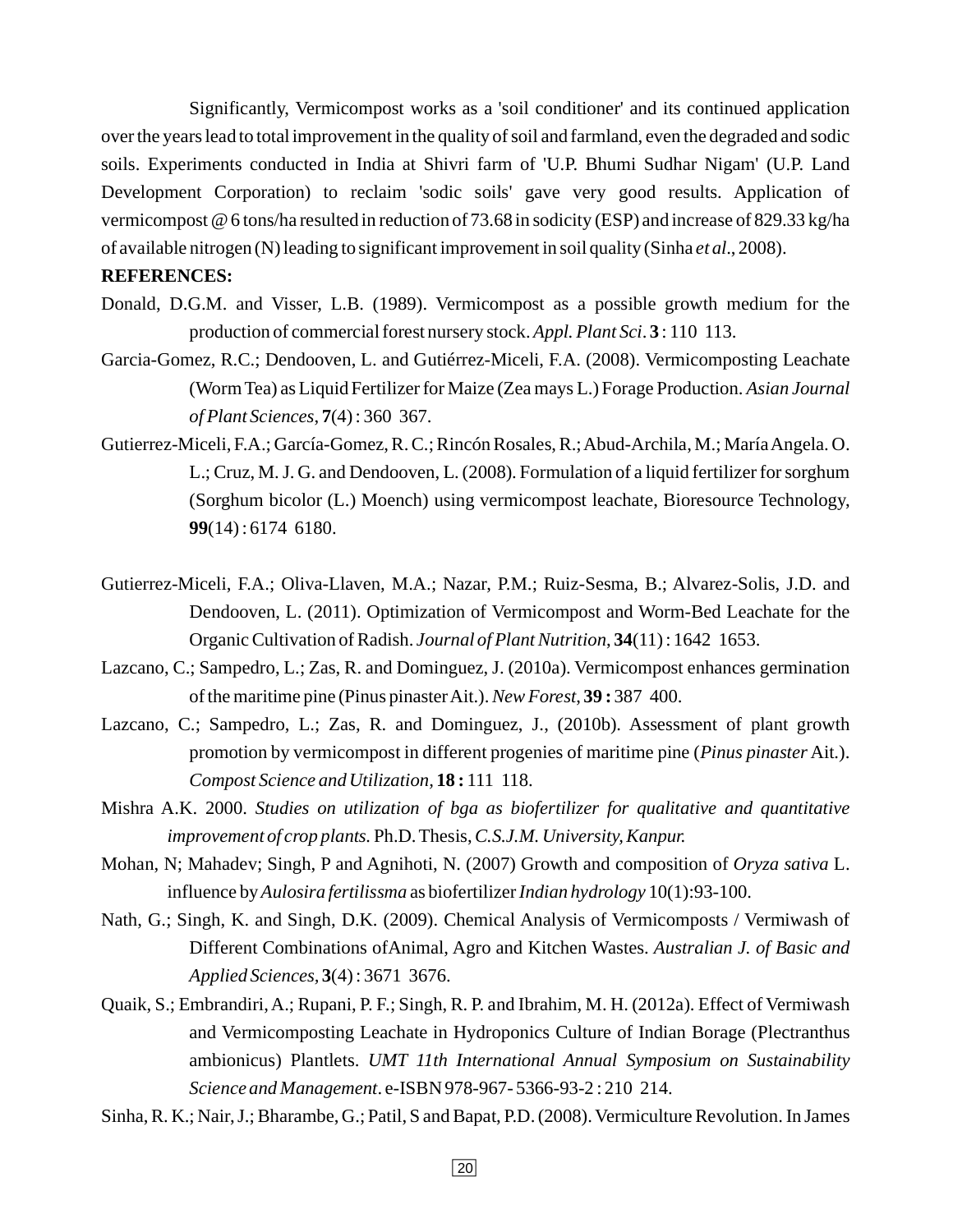Significantly, Vermicompost works as a 'soil conditioner' and its continued application over the years lead to total improvement in the quality of soil and farmland, even the degraded and sodic soils. Experiments conducted in India at Shivri farm of 'U.P. Bhumi Sudhar Nigam' (U.P. Land Development Corporation) to reclaim 'sodic soils' gave very good results. Application of vermicompost @ 6 tons/ha resulted in reduction of 73.68 in sodicity (ESP) and increase of 829.33 kg/ha of available nitrogen (N) leading to significant improvement in soil quality (Sinha *et al*., 2008).

**REFERENCES:**

Donald, D.G.M. and Visser, L.B. (1989). Vermicompost as a possible growth medium for the production of commercial forest nursery stock. *Appl. Plant Sci*. **3** : 110 113.

Garcia-Gomez, R.C.; Dendooven, L. and Gutiérrez-Miceli, F.A. (2008). Vermicomposting Leachate (Worm Tea) as Liquid Fertilizer for Maize (Zea mays L.) Forage Production. *Asian Journal of Plant Sciences*, **7**(4) : 360 367.

Gutierrez-Miceli, F.A.; García-Gomez, R. C.; Rincón Rosales, R.; Abud-Archila, M.; María Angela. O. L.; Cruz, M. J. G. and Dendooven, L. (2008). Formulation of a liquid fertilizer for sorghum (Sorghum bicolor (L.) Moench) using vermicompost leachate, Bioresource Technology, **99**(14) : 6174 6180.

Gutierrez-Miceli, F.A.; Oliva-Llaven, M.A.; Nazar, P.M.; Ruiz-Sesma, B.; Alvarez-Solis, J.D. and Dendooven, L. (2011). Optimization of Vermicompost and Worm-Bed Leachate for the Organic Cultivation of Radish. *Journal of Plant Nutrition*, **34**(11) : 1642 1653.

Lazcano, C.; Sampedro, L.; Zas, R. and Dominguez, J. (2010a). Vermicompost enhances germination of the maritime pine (Pinus pinaster Ait.). *New Forest,* **39 :** 387 400.

Lazcano, C.; Sampedro, L.; Zas, R. and Dominguez, J., (2010b). Assessment of plant growth promotion by vermicompost in different progenies of maritime pine (*Pinus pinaster* Ait.). *Compost Science and Utilization,* **18 :** 111 118.

Mishra A.K. 2000. *Studies on utilization of bga as biofertilizer for qualitative and quantitative improvement of crop plants.* Ph.D. Thesis, *C.S.J.M. University, Kanpur.*

Mohan, N; Mahadev; Singh, P and Agnihoti, N. (2007) Growth and composition of *Oryza sativa* L. influence by *Aulosira fertilissma* as biofertilizer *Indian hydrology* 10(1):93-100.

Nath, G.; Singh, K. and Singh, D.K. (2009). Chemical Analysis of Vermicomposts / Vermiwash of Different Combinations ofAnimal, Agro and Kitchen Wastes. *Australian J. of Basic and Applied Sciences,* **3**(4) : 3671 3676.

Quaik, S.; Embrandiri, A.; Rupani, P. F.; Singh, R. P. and Ibrahim, M. H. (2012a). Effect of Vermiwash and Vermicomposting Leachate in Hydroponics Culture of Indian Borage (Plectranthus ambionicus) Plantlets. *UMT 11th International Annual Symposium on Sustainability Science and Management*. e-ISBN 978-967- 5366-93-2 : 210 214.

Sinha, R. K.; Nair, J.; Bharambe, G.; Patil, S and Bapat, P.D. (2008). Vermiculture Revolution. In James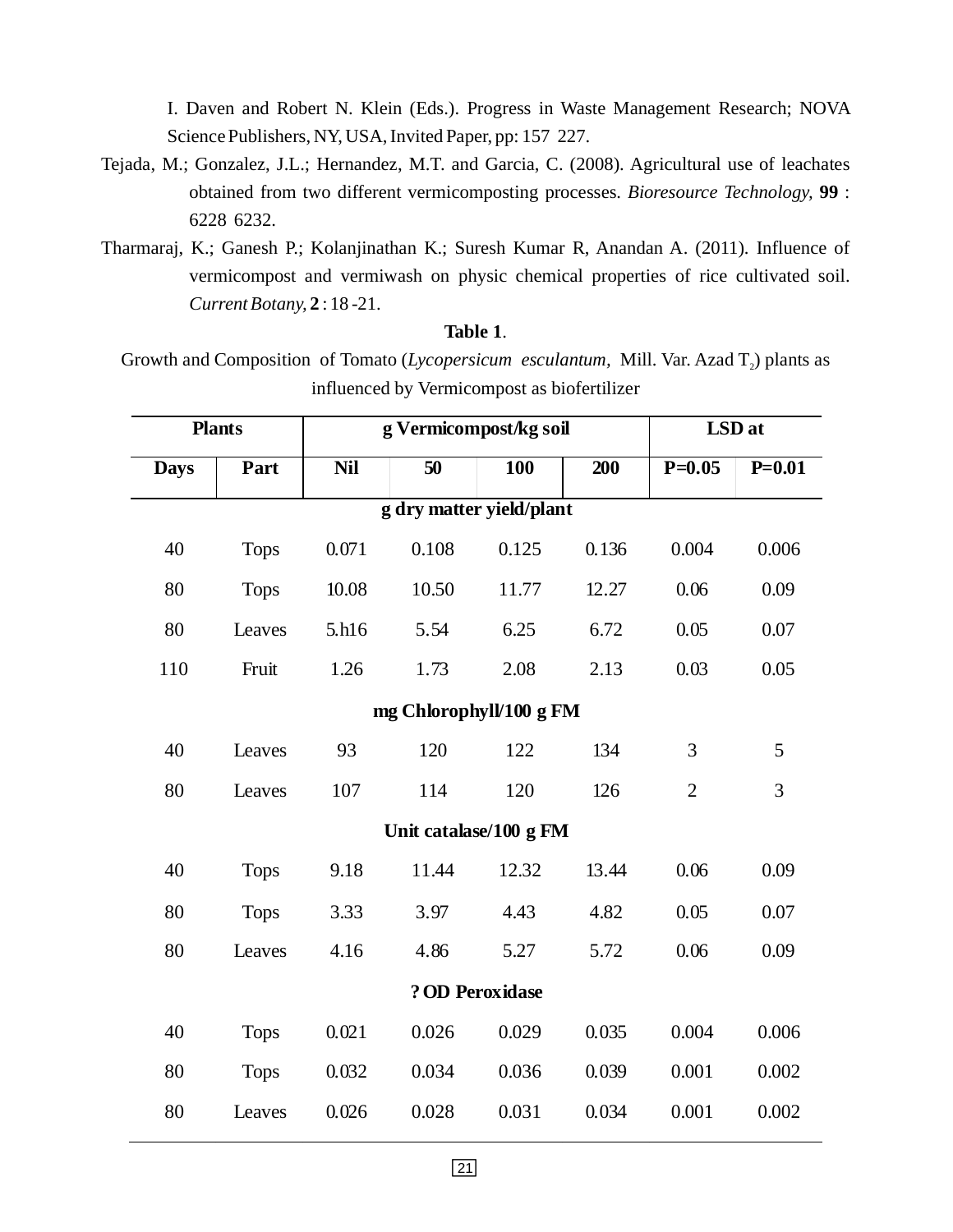I. Daven and Robert N. Klein (Eds.). Progress in Waste Management Research; NOVA Science Publishers, NY, USA, Invited Paper, pp: 157 227.

Tejada, M.; Gonzalez, J.L.; Hernandez, M.T. and Garcia, C. (2008). Agricultural use of leachates obtained from two different vermicomposting processes. *Bioresource Technology,* **99** : 6228 6232.

Tharmaraj, K.; Ganesh P.; Kolanjinathan K.; Suresh Kumar R, Anandan A. (2011). Influence of vermicompost and vermiwash on physic chemical properties of rice cultivated soil. *Current Botany,* **2** : 18 -21.

**Table 1**.

Growth and Composition of Tomato (*Lycopersicum esculantum*, Mill. Var. Azad $T_2$) plants as influenced by Vermicompost as biofertilizer

| Plants | | g Vermicompost/kg soil | | | | LSD at | |
|---|---|---|---|---|---|---|---|
| **Days** | **Part** | **Nil** | **50** | **100** | **200** | **P=0.05** | **P=0.01** |
| | | **g dry matter yield/plant** | | | | | |
| 40 | Tops | 0.071 | 0.108 | 0.125 | 0.136 | 0.004 | 0.006 |
| 80 | Tops | 10.08 | 10.50 | 11.77 | 12.27 | 0.06 | 0.09 |
| 80 | Leaves | 5.h16 | 5.54 | 6.25 | 6.72 | 0.05 | 0.07 |
| 110 | Fruit | 1.26 | 1.73 | 2.08 | 2.13 | 0.03 | 0.05 |
| | | **mg Chlorophyll/100 g FM** | | | | | |
| 40 | Leaves | 93 | 120 | 122 | 134 | 3 | 5 |
| 80 | Leaves | 107 | 114 | 120 | 126 | 2 | 3 |
| | | **Unit catalase/100 g FM** | | | | | |
| 40 | Tops | 9.18 | 11.44 | 12.32 | 13.44 | 0.06 | 0.09 |
| 80 | Tops | 3.33 | 3.97 | 4.43 | 4.82 | 0.05 | 0.07 |
| 80 | Leaves | 4.16 | 4.86 | 5.27 | 5.72 | 0.06 | 0.09 |
| | | **? OD Peroxidase** | | | | | |
| 40 | Tops | 0.021 | 0.026 | 0.029 | 0.035 | 0.004 | 0.006 |
| 80 | Tops | 0.032 | 0.034 | 0.036 | 0.039 | 0.001 | 0.002 |
| 80 | Leaves | 0.026 | 0.028 | 0.031 | 0.034 | 0.001 | 0.002 |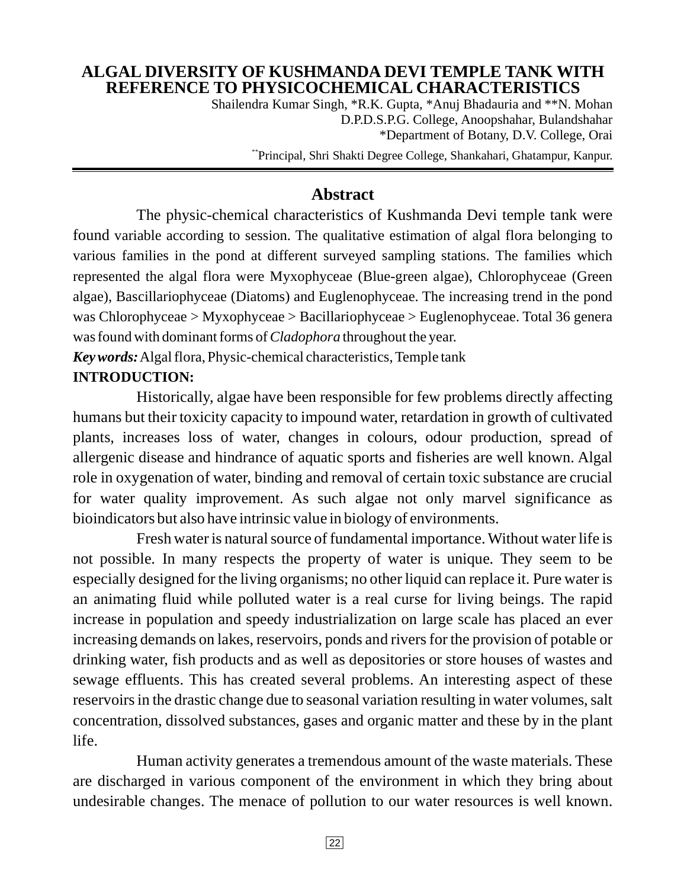# ALGAL DIVERSITY OF KUSHMANDA DEVI TEMPLE TANK WITH REFERENCE TO PHYSICOCHEMICAL CHARACTERISTICS

Shailendra Kumar Singh, *R.K. Gupta, *Anuj Bhadauria and **N. Mohan
D.P.D.S.P.G. College, Anoopshahar, Bulandshahar
*Department of Botany, D.V. College, Orai
**Principal, Shri Shakti Degree College, Shankahari, Ghatampur, Kanpur.

## Abstract

The physic-chemical characteristics of Kushmanda Devi temple tank were found variable according to session. The qualitative estimation of algal flora belonging to various families in the pond at different surveyed sampling stations. The families which represented the algal flora were Myxophyceae (Blue-green algae), Chlorophyceae (Green algae), Bascillariophyceae (Diatoms) and Euglenophyceae. The increasing trend in the pond was Chlorophyceae > Myxophyceae > Bacillariophyceae > Euglenophyceae. Total 36 genera was found with dominant forms of *Cladophora* throughout the year.

***Key words:*** Algal flora, Physic-chemical characteristics, Temple tank

**INTRODUCTION:**

Historically, algae have been responsible for few problems directly affecting humans but their toxicity capacity to impound water, retardation in growth of cultivated plants, increases loss of water, changes in colours, odour production, spread of allergenic disease and hindrance of aquatic sports and fisheries are well known. Algal role in oxygenation of water, binding and removal of certain toxic substance are crucial for water quality improvement. As such algae not only marvel significance as bioindicators but also have intrinsic value in biology of environments.

Fresh water is natural source of fundamental importance. Without water life is not possible. In many respects the property of water is unique. They seem to be especially designed for the living organisms; no other liquid can replace it. Pure water is an animating fluid while polluted water is a real curse for living beings. The rapid increase in population and speedy industrialization on large scale has placed an ever increasing demands on lakes, reservoirs, ponds and rivers for the provision of potable or drinking water, fish products and as well as depositories or store houses of wastes and sewage effluents. This has created several problems. An interesting aspect of these reservoirs in the drastic change due to seasonal variation resulting in water volumes, salt concentration, dissolved substances, gases and organic matter and these by in the plant life.

Human activity generates a tremendous amount of the waste materials. These are discharged in various component of the environment in which they bring about undesirable changes. The menace of pollution to our water resources is well known.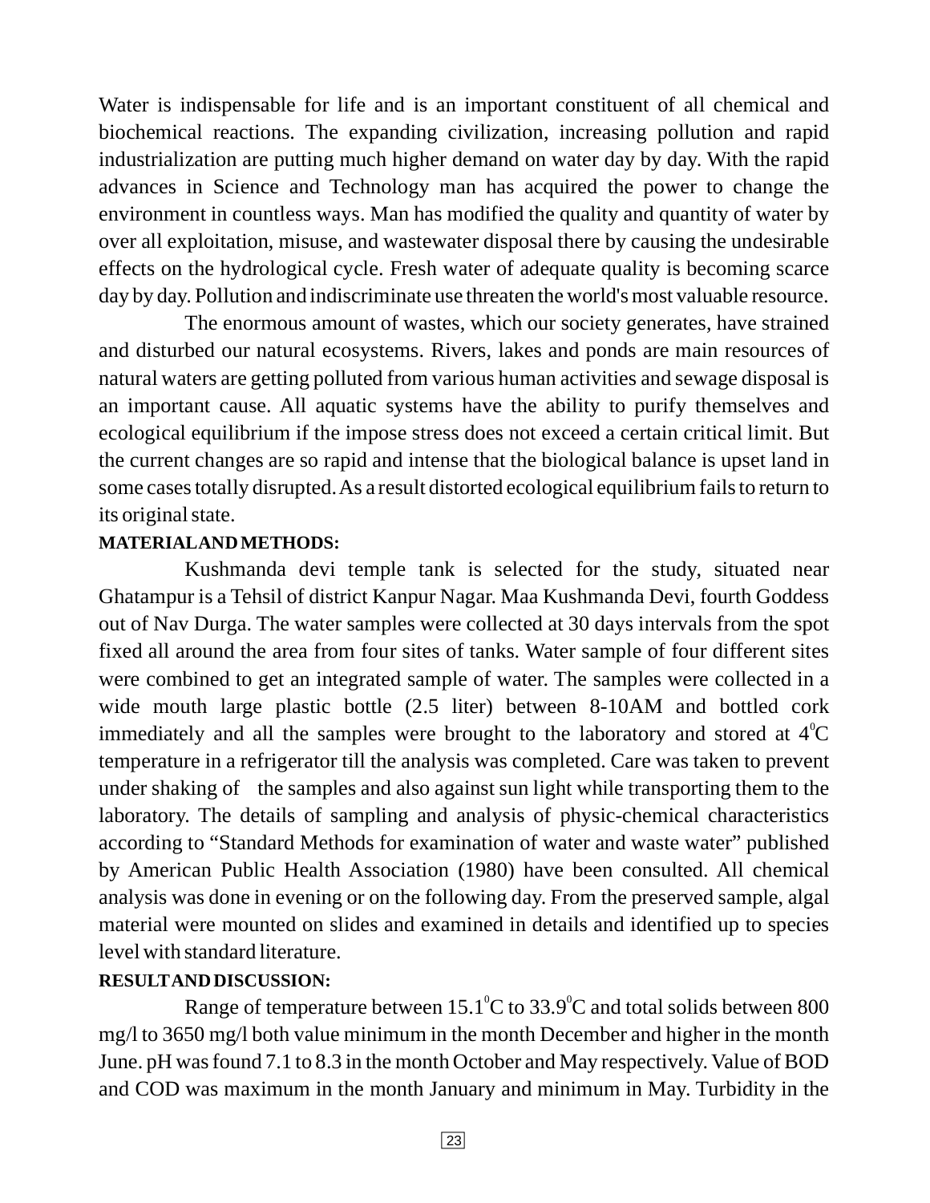Water is indispensable for life and is an important constituent of all chemical and biochemical reactions. The expanding civilization, increasing pollution and rapid industrialization are putting much higher demand on water day by day. With the rapid advances in Science and Technology man has acquired the power to change the environment in countless ways. Man has modified the quality and quantity of water by over all exploitation, misuse, and wastewater disposal there by causing the undesirable effects on the hydrological cycle. Fresh water of adequate quality is becoming scarce day by day. Pollution and indiscriminate use threaten the world's most valuable resource.

The enormous amount of wastes, which our society generates, have strained and disturbed our natural ecosystems. Rivers, lakes and ponds are main resources of natural waters are getting polluted from various human activities and sewage disposal is an important cause. All aquatic systems have the ability to purify themselves and ecological equilibrium if the impose stress does not exceed a certain critical limit. But the current changes are so rapid and intense that the biological balance is upset land in some cases totally disrupted. As a result distorted ecological equilibrium fails to return to its original state.

**MATERIAL AND METHODS:**

Kushmanda devi temple tank is selected for the study, situated near Ghatampur is a Tehsil of district Kanpur Nagar. Maa Kushmanda Devi, fourth Goddess out of Nav Durga. The water samples were collected at 30 days intervals from the spot fixed all around the area from four sites of tanks. Water sample of four different sites were combined to get an integrated sample of water. The samples were collected in a wide mouth large plastic bottle (2.5 liter) between 8-10AM and bottled cork immediately and all the samples were brought to the laboratory and stored at $4^{0}$C temperature in a refrigerator till the analysis was completed. Care was taken to prevent under shaking of the samples and also against sun light while transporting them to the laboratory. The details of sampling and analysis of physic-chemical characteristics according to "Standard Methods for examination of water and waste water" published by American Public Health Association (1980) have been consulted. All chemical analysis was done in evening or on the following day. From the preserved sample, algal material were mounted on slides and examined in details and identified up to species level with standard literature.

**RESULT AND DISCUSSION:**

Range of temperature between $15.1^{0}$C to $33.9^{0}$C and total solids between 800 mg/l to 3650 mg/l both value minimum in the month December and higher in the month June. pH was found 7.1 to 8.3 in the month October and May respectively. Value of BOD and COD was maximum in the month January and minimum in May. Turbidity in the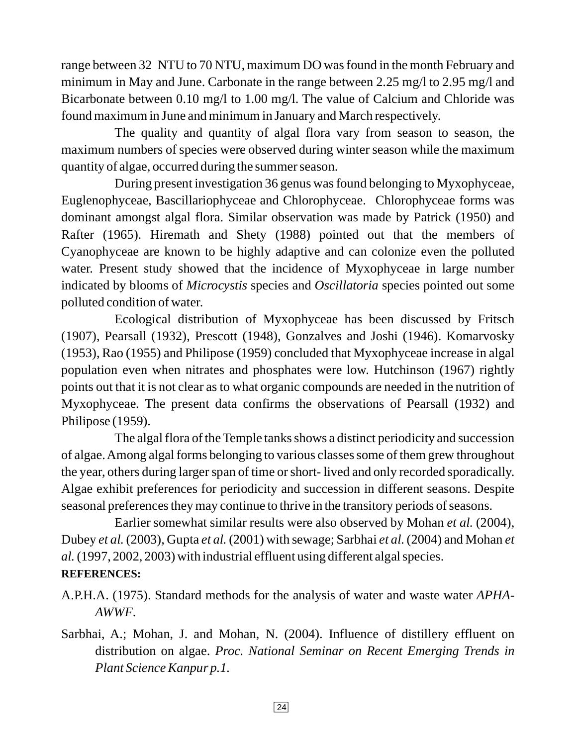range between 32  NTU to 70 NTU, maximum DO was found in the month February and minimum in May and June. Carbonate in the range between 2.25 mg/l to 2.95 mg/l and Bicarbonate between 0.10 mg/l to 1.00 mg/l. The value of Calcium and Chloride was found maximum in June and minimum in January and March respectively.

The quality and quantity of algal flora vary from season to season, the maximum numbers of species were observed during winter season while the maximum quantity of algae, occurred during the summer season.

During present investigation 36 genus was found belonging to Myxophyceae, Euglenophyceae, Bascillariophyceae and Chlorophyceae. Chlorophyceae forms was dominant amongst algal flora. Similar observation was made by Patrick (1950) and Rafter (1965). Hiremath and Shety (1988) pointed out that the members of Cyanophyceae are known to be highly adaptive and can colonize even the polluted water. Present study showed that the incidence of Myxophyceae in large number indicated by blooms of *Microcystis* species and *Oscillatoria* species pointed out some polluted condition of water.

Ecological distribution of Myxophyceae has been discussed by Fritsch (1907), Pearsall (1932), Prescott (1948), Gonzalves and Joshi (1946). Komarvosky (1953), Rao (1955) and Philipose (1959) concluded that Myxophyceae increase in algal population even when nitrates and phosphates were low. Hutchinson (1967) rightly points out that it is not clear as to what organic compounds are needed in the nutrition of Myxophyceae. The present data confirms the observations of Pearsall (1932) and Philipose (1959).

The algal flora of the Temple tanks shows a distinct periodicity and succession of algae. Among algal forms belonging to various classes some of them grew throughout the year, others during larger span of time or short- lived and only recorded sporadically. Algae exhibit preferences for periodicity and succession in different seasons. Despite seasonal preferences they may continue to thrive in the transitory periods of seasons.

Earlier somewhat similar results were also observed by Mohan *et al.* (2004), Dubey *et al.* (2003), Gupta *et al.* (2001) with sewage; Sarbhai *et al.* (2004) and Mohan *et al.* (1997, 2002, 2003) with industrial effluent using different algal species.

**REFERENCES:**

A.P.H.A. (1975). Standard methods for the analysis of water and waste water *APHA-AWWF*.

Sarbhai, A.; Mohan, J. and Mohan, N. (2004). Influence of distillery effluent on distribution on algae. *Proc. National Seminar on Recent Emerging Trends in Plant Science Kanpur p.1.*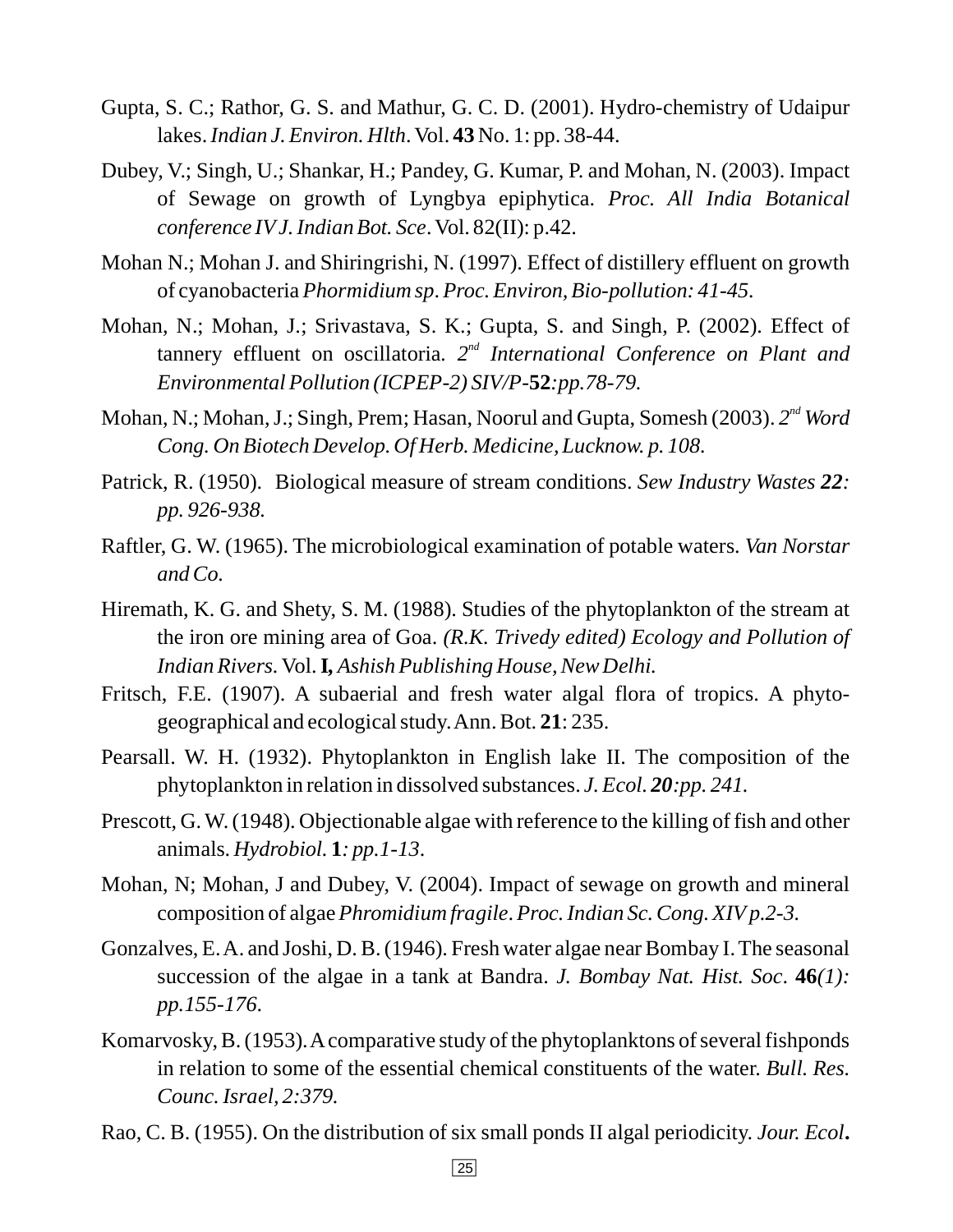Gupta, S. C.; Rathor, G. S. and Mathur, G. C. D. (2001). Hydro-chemistry of Udaipur lakes. *Indian J. Environ. Hlth*. Vol. **43** No. 1: pp. 38-44.

Dubey, V.; Singh, U.; Shankar, H.; Pandey, G. Kumar, P. and Mohan, N. (2003). Impact of Sewage on growth of Lyngbya epiphytica. *Proc. All India Botanical conference IV J. Indian Bot. Sce*. Vol. 82(II): p.42.

Mohan N.; Mohan J. and Shiringrishi, N. (1997). Effect of distillery effluent on growth of cyanobacteria *Phormidium sp*. *Proc. Environ, Bio-pollution: 41-45.*

Mohan, N.; Mohan, J.; Srivastava, S. K.; Gupta, S. and Singh, P. (2002). Effect of tannery effluent on oscillatoria. *2nd International Conference on Plant and Environmental Pollution (ICPEP-2) SIV/P-**52**:pp.78-79.*

Mohan, N.; Mohan, J.; Singh, Prem; Hasan, Noorul and Gupta, Somesh (2003). *2nd Word Cong. On Biotech Develop. Of Herb. Medicine, Lucknow. p. 108.*

Patrick, R. (1950). Biological measure of stream conditions. *Sew Industry Wastes **22**: pp. 926-938.*

Raftler, G. W. (1965). The microbiological examination of potable waters. *Van Norstar and Co.*

Hiremath, K. G. and Shety, S. M. (1988). Studies of the phytoplankton of the stream at the iron ore mining area of Goa. *(R.K. Trivedy edited) Ecology and Pollution of Indian Rivers.* Vol. **I,** *Ashish Publishing House, New Delhi.*

Fritsch, F.E. (1907). A subaerial and fresh water algal flora of tropics. A phyto-geographical and ecological study. Ann. Bot. **21**: 235.

Pearsall. W. H. (1932). Phytoplankton in English lake II. The composition of the phytoplankton in relation in dissolved substances. *J. Ecol. **20**:pp. 241.*

Prescott, G. W. (1948). Objectionable algae with reference to the killing of fish and other animals. *Hydrobiol.* **1***: pp.1-13*.

Mohan, N; Mohan, J and Dubey, V. (2004). Impact of sewage on growth and mineral composition of algae *Phromidium fragile*. *Proc. Indian Sc. Cong. XIV p.2-3.*

Gonzalves, E. A. and Joshi, D. B. (1946). Fresh water algae near Bombay I. The seasonal succession of the algae in a tank at Bandra. *J. Bombay Nat. Hist. Soc*. **46***(1): pp.155-176*.

Komarvosky, B. (1953). A comparative study of the phytoplanktons of several fishponds in relation to some of the essential chemical constituents of the water. *Bull. Res. Counc. Israel, 2:379.*

Rao, C. B. (1955). On the distribution of six small ponds II algal periodicity. *Jour. Ecol***.**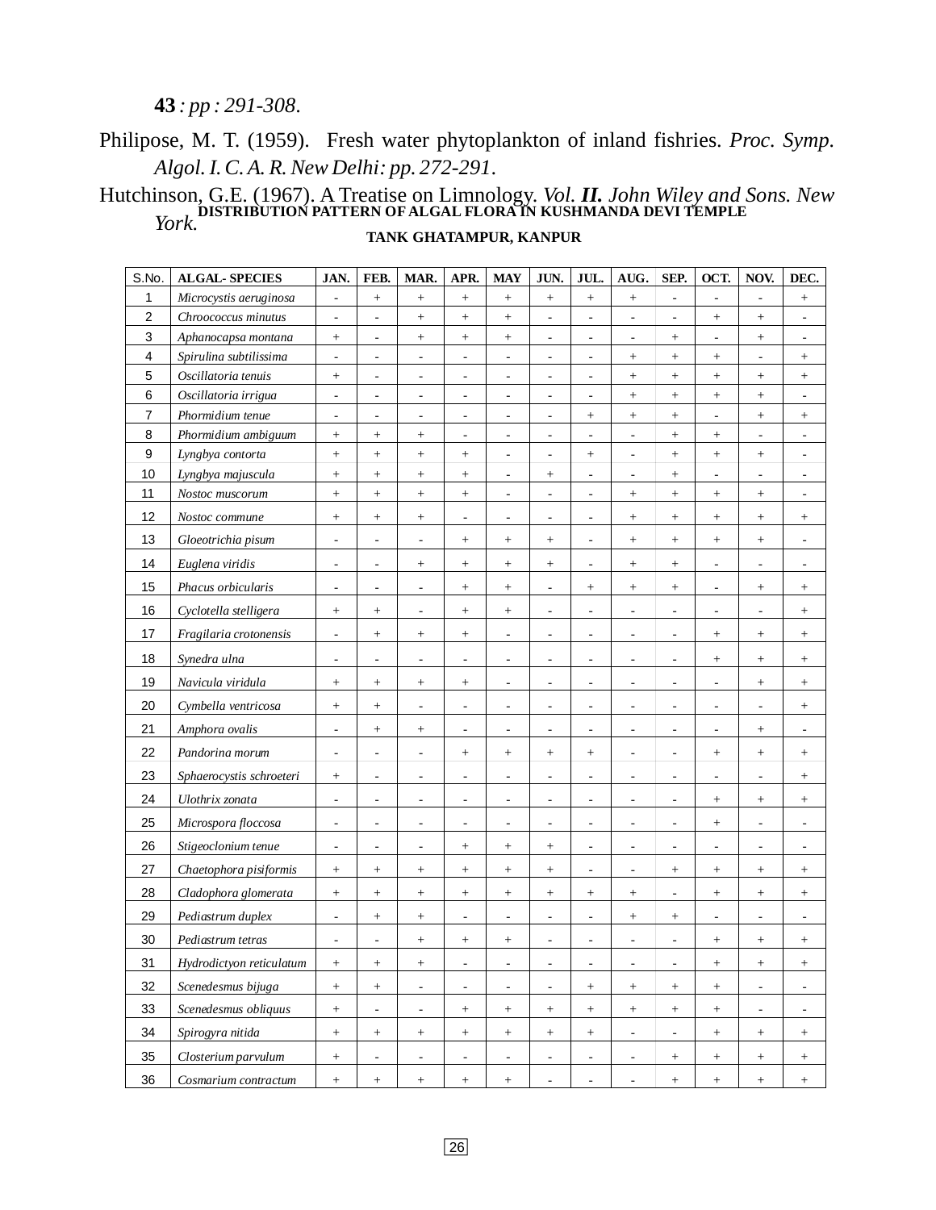**43** *: pp : 291-308*.

Philipose, M. T. (1959). Fresh water phytoplankton of inland fishries. *Proc. Symp. Algol. I. C. A. R. New Delhi: pp. 272-291*.

Hutchinson, G.E. (1967). A Treatise on Limnology. *Vol. **II.** John Wiley and Sons. New York.*

**DISTRIBUTION PATTERN OF ALGAL FLORA IN KUSHMANDA DEVI TEMPLE TANK GHATAMPUR, KANPUR**

| S.No. | ALGAL- SPECIES | JAN. | FEB. | MAR. | APR. | MAY | JUN. | JUL. | AUG. | SEP. | OCT. | NOV. | DEC. |
|---|---|---|---|---|---|---|---|---|---|---|---|---|---|
| 1 | *Microcystis aeruginosa* | - | + | + | + | + | + | + | + | - | - | - | + |
| 2 | *Chroococcus minutus* | - | - | + | + | + | - | - | - | - | + | + | - |
| 3 | *Aphanocapsa montana* | + | - | + | + | + | - | - | - | + | - | + | - |
| 4 | *Spirulina subtilissima* | - | - | - | - | - | - | - | + | + | + | - | + |
| 5 | *Oscillatoria tenuis* | + | - | - | - | - | - | - | + | + | + | + | + |
| 6 | *Oscillatoria irrigua* | - | - | - | - | - | - | - | + | + | + | + | - |
| 7 | *Phormidium tenue* | - | - | - | - | - | - | + | + | + | - | + | + |
| 8 | *Phormidium ambiguum* | + | + | + | - | - | - | - | - | + | + | - | - |
| 9 | *Lyngbya contorta* | + | + | + | + | - | - | + | - | + | + | + | - |
| 10 | *Lyngbya majuscula* | + | + | + | + | - | + | - | - | + | - | - | - |
| 11 | *Nostoc muscorum* | + | + | + | + | - | - | - | + | + | + | + | - |
| 12 | *Nostoc commune* | + | + | + | - | - | - | - | + | + | + | + | + |
| 13 | *Gloeotrichia pisum* | - | - | - | + | + | + | - | + | + | + | + | - |
| 14 | *Euglena viridis* | - | - | + | + | + | + | - | + | + | - | - | - |
| 15 | *Phacus orbicularis* | - | - | - | + | + | - | + | + | + | - | + | + |
| 16 | *Cyclotella stelligera* | + | + | - | + | + | - | - | - | - | - | - | + |
| 17 | *Fragilaria crotonensis* | - | + | + | + | - | - | - | - | - | + | + | + |
| 18 | *Synedra ulna* | - | - | - | - | - | - | - | - | - | + | + | + |
| 19 | *Navicula viridula* | + | + | + | + | - | - | - | - | - | - | + | + |
| 20 | *Cymbella ventricosa* | + | + | - | - | - | - | - | - | - | - | - | + |
| 21 | *Amphora ovalis* | - | + | + | - | - | - | - | - | - | - | + | - |
| 22 | *Pandorina morum* | - | - | - | + | + | + | + | - | - | + | + | + |
| 23 | *Sphaerocystis schroeteri* | + | - | - | - | - | - | - | - | - | - | - | + |
| 24 | *Ulothrix zonata* | - | - | - | - | - | - | - | - | - | + | + | + |
| 25 | *Microspora floccosa* | - | - | - | - | - | - | - | - | - | + | - | - |
| 26 | *Stigeoclonium tenue* | - | - | - | + | + | + | - | - | - | - | - | - |
| 27 | *Chaetophora pisiformis* | + | + | + | + | + | + | - | - | + | + | + | + |
| 28 | *Cladophora glomerata* | + | + | + | + | + | + | + | + | - | + | + | + |
| 29 | *Pediastrum duplex* | - | + | + | - | - | - | - | + | + | - | - | - |
| 30 | *Pediastrum tetras* | - | - | + | + | + | - | - | - | - | + | + | + |
| 31 | *Hydrodictyon reticulatum* | + | + | + | - | - | - | - | - | - | + | + | + |
| 32 | *Scenedesmus bijuga* | + | + | - | - | - | - | + | + | + | + | - | - |
| 33 | *Scenedesmus obliquus* | + | - | - | + | + | + | + | + | + | + | - | - |
| 34 | *Spirogyra nitida* | + | + | + | + | + | + | + | - | - | + | + | + |
| 35 | *Closterium parvulum* | + | - | - | - | - | - | - | - | + | + | + | + |
| 36 | *Cosmarium contractum* | + | + | + | + | + | - | - | - | + | + | + | + |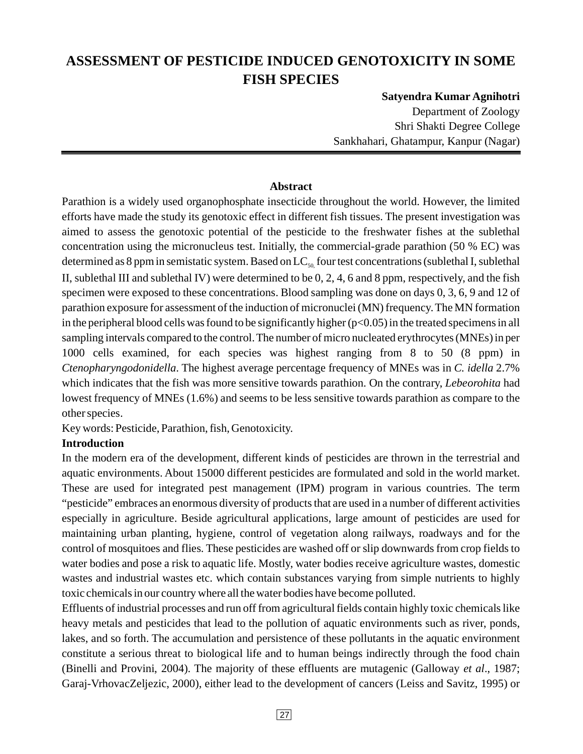# ASSESSMENT OF PESTICIDE INDUCED GENOTOXICITY IN SOME FISH SPECIES

**Satyendra Kumar Agnihotri**
Department of Zoology
Shri Shakti Degree College
Sankhahari, Ghatampur, Kanpur (Nagar)

### Abstract

Parathion is a widely used organophosphate insecticide throughout the world. However, the limited efforts have made the study its genotoxic effect in different fish tissues. The present investigation was aimed to assess the genotoxic potential of the pesticide to the freshwater fishes at the sublethal concentration using the micronucleus test. Initially, the commercial-grade parathion (50 % EC) was determined as 8 ppm in semistatic system. Based on $LC_{50,}$ four test concentrations (sublethal I, sublethal II, sublethal III and sublethal IV) were determined to be 0, 2, 4, 6 and 8 ppm, respectively, and the fish specimen were exposed to these concentrations. Blood sampling was done on days 0, 3, 6, 9 and 12 of parathion exposure for assessment of the induction of micronuclei (MN) frequency. The MN formation in the peripheral blood cells was found to be significantly higher ($p<0.05$) in the treated specimens in all sampling intervals compared to the control. The number of micro nucleated erythrocytes (MNEs) in per 1000 cells examined, for each species was highest ranging from 8 to 50 (8 ppm) in *Ctenopharyngodonidella*. The highest average percentage frequency of MNEs was in *C. idella* 2.7% which indicates that the fish was more sensitive towards parathion. On the contrary, *Lebeorohita* had lowest frequency of MNEs (1.6%) and seems to be less sensitive towards parathion as compare to the other species.

Key words: Pesticide, Parathion, fish, Genotoxicity.

### Introduction

In the modern era of the development, different kinds of pesticides are thrown in the terrestrial and aquatic environments. About 15000 different pesticides are formulated and sold in the world market. These are used for integrated pest management (IPM) program in various countries. The term "pesticide" embraces an enormous diversity of products that are used in a number of different activities especially in agriculture. Beside agricultural applications, large amount of pesticides are used for maintaining urban planting, hygiene, control of vegetation along railways, roadways and for the control of mosquitoes and flies. These pesticides are washed off or slip downwards from crop fields to water bodies and pose a risk to aquatic life. Mostly, water bodies receive agriculture wastes, domestic wastes and industrial wastes etc. which contain substances varying from simple nutrients to highly toxic chemicals in our country where all the water bodies have become polluted.

Effluents of industrial processes and run off from agricultural fields contain highly toxic chemicals like heavy metals and pesticides that lead to the pollution of aquatic environments such as river, ponds, lakes, and so forth. The accumulation and persistence of these pollutants in the aquatic environment constitute a serious threat to biological life and to human beings indirectly through the food chain (Binelli and Provini, 2004). The majority of these effluents are mutagenic (Galloway *et al*., 1987; Garaj-VrhovacZeljezic, 2000), either lead to the development of cancers (Leiss and Savitz, 1995) or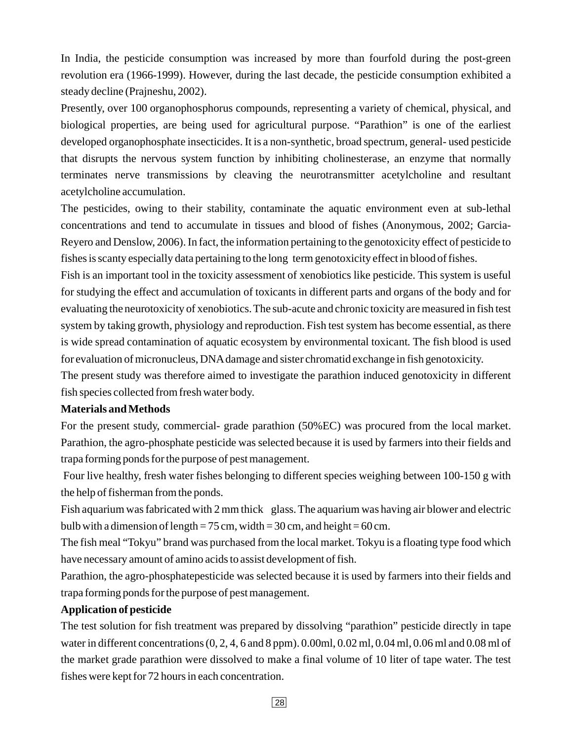In India, the pesticide consumption was increased by more than fourfold during the post-green revolution era (1966-1999). However, during the last decade, the pesticide consumption exhibited a steady decline (Prajneshu, 2002).

Presently, over 100 organophosphorus compounds, representing a variety of chemical, physical, and biological properties, are being used for agricultural purpose. "Parathion" is one of the earliest developed organophosphate insecticides. It is a non-synthetic, broad spectrum, general- used pesticide that disrupts the nervous system function by inhibiting cholinesterase, an enzyme that normally terminates nerve transmissions by cleaving the neurotransmitter acetylcholine and resultant acetylcholine accumulation.

The pesticides, owing to their stability, contaminate the aquatic environment even at sub-lethal concentrations and tend to accumulate in tissues and blood of fishes (Anonymous, 2002; Garcia-Reyero and Denslow, 2006). In fact, the information pertaining to the genotoxicity effect of pesticide to fishes is scanty especially data pertaining to the long term genotoxicity effect in blood of fishes.

Fish is an important tool in the toxicity assessment of xenobiotics like pesticide. This system is useful for studying the effect and accumulation of toxicants in different parts and organs of the body and for evaluating the neurotoxicity of xenobiotics. The sub-acute and chronic toxicity are measured in fish test system by taking growth, physiology and reproduction. Fish test system has become essential, as there is wide spread contamination of aquatic ecosystem by environmental toxicant. The fish blood is used for evaluation of micronucleus, DNA damage and sister chromatid exchange in fish genotoxicity.

The present study was therefore aimed to investigate the parathion induced genotoxicity in different fish species collected from fresh water body.

**Materials and Methods**

For the present study, commercial- grade parathion (50%EC) was procured from the local market. Parathion, the agro-phosphate pesticide was selected because it is used by farmers into their fields and trapa forming ponds for the purpose of pest management.

Four live healthy, fresh water fishes belonging to different species weighing between 100-150 g with the help of fisherman from the ponds.

Fish aquarium was fabricated with 2 mm thick glass. The aquarium was having air blower and electric bulb with a dimension of length = 75 cm, width = 30 cm, and height = 60 cm.

The fish meal "Tokyu" brand was purchased from the local market. Tokyu is a floating type food which have necessary amount of amino acids to assist development of fish.

Parathion, the agro-phosphatepesticide was selected because it is used by farmers into their fields and trapa forming ponds for the purpose of pest management.

**Application of pesticide**

The test solution for fish treatment was prepared by dissolving "parathion" pesticide directly in tape water in different concentrations (0, 2, 4, 6 and 8 ppm). 0.00ml, 0.02 ml, 0.04 ml, 0.06 ml and 0.08 ml of the market grade parathion were dissolved to make a final volume of 10 liter of tape water. The test fishes were kept for 72 hours in each concentration.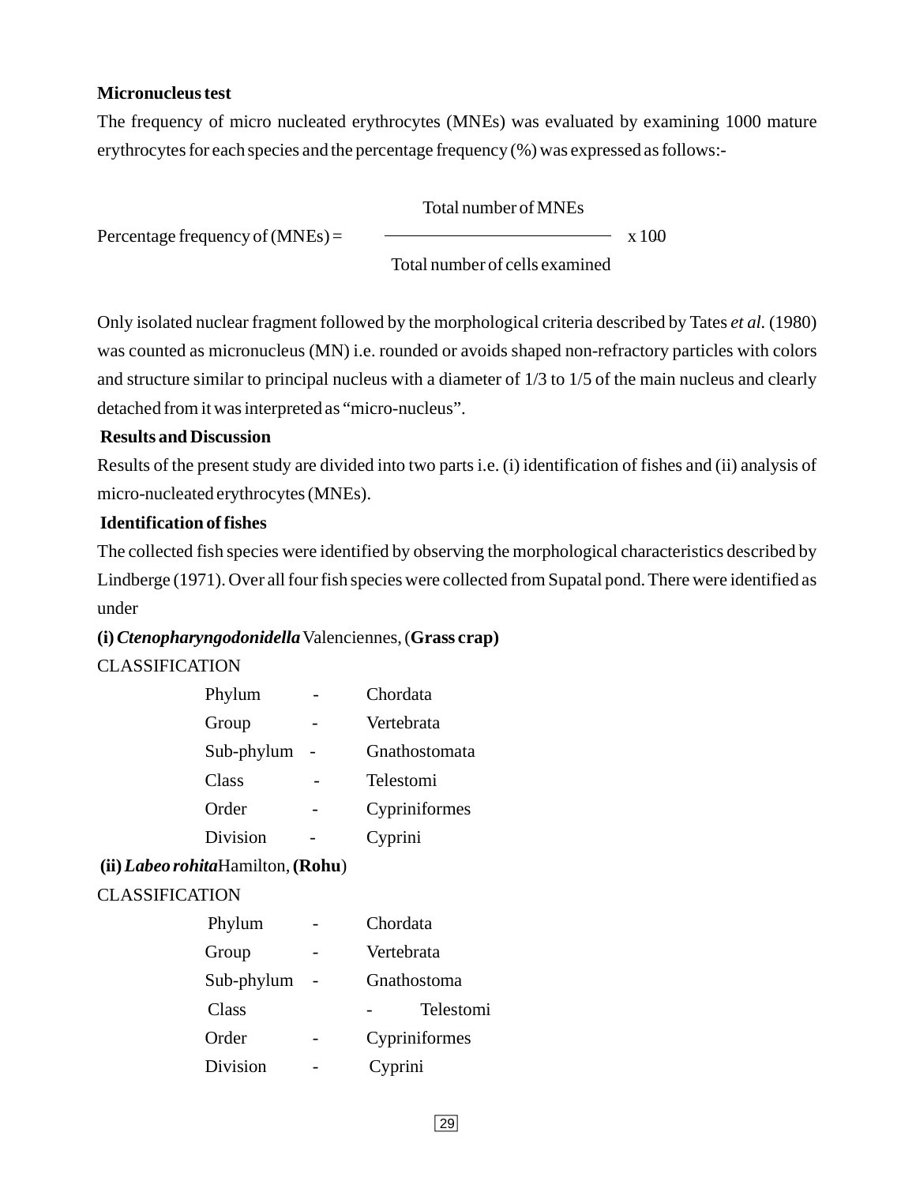**Micronucleus test**

The frequency of micro nucleated erythrocytes (MNEs) was evaluated by examining 1000 mature erythrocytes for each species and the percentage frequency (%) was expressed as follows:-

$$\text{Percentage frequency of (MNEs)} = \frac{\text{Total number of MNEs}}{\text{Total number of cells examined}} \times 100$$

Only isolated nuclear fragment followed by the morphological criteria described by Tates *et al.* (1980) was counted as micronucleus (MN) i.e. rounded or avoids shaped non-refractory particles with colors and structure similar to principal nucleus with a diameter of 1/3 to 1/5 of the main nucleus and clearly detached from it was interpreted as "micro-nucleus".

## Results and Discussion

Results of the present study are divided into two parts i.e. (i) identification of fishes and (ii) analysis of micro-nucleated erythrocytes (MNEs).

### Identification of fishes

The collected fish species were identified by observing the morphological characteristics described by Lindberge (1971). Over all four fish species were collected from Supatal pond. There were identified as under

**(i)** ***Ctenopharyngodonidella*** Valenciennes, (**Grass crap)**

CLASSIFICATION

| | | |
|---|---|---|
| Phylum | - | Chordata |
| Group | - | Vertebrata |
| Sub-phylum | - | Gnathostomata |
| Class | - | Telestomi |
| Order | - | Cypriniformes |
| Division | - | Cyprini |

**(ii)** ***Labeo rohita*** Hamilton, **(Rohu**)

CLASSIFICATION

| | | |
|---|---|---|
| Phylum | - | Chordata |
| Group | - | Vertebrata |
| Sub-phylum | - | Gnathostoma |
| Class | - | Telestomi |
| Order | - | Cypriniformes |
| Division | - | Cyprini |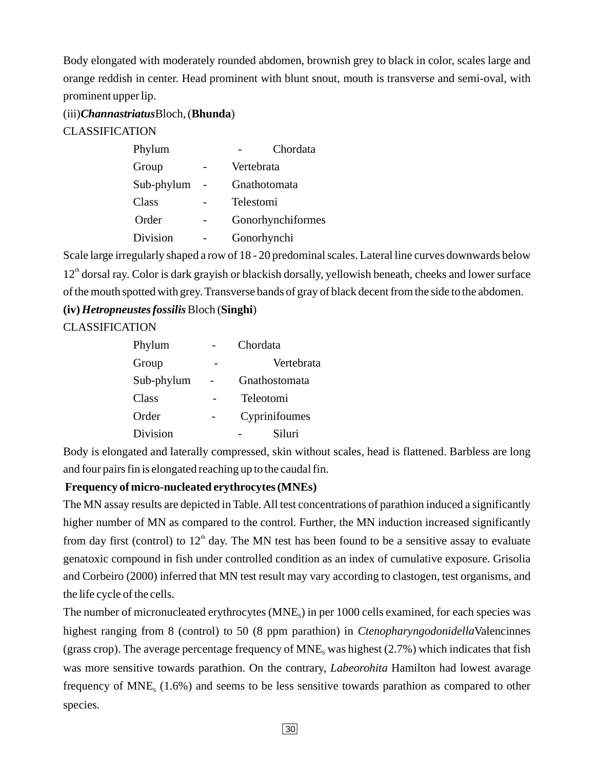Body elongated with moderately rounded abdomen, brownish grey to black in color, scales large and orange reddish in center. Head prominent with blunt snout, mouth is transverse and semi-oval, with prominent upper lip.

(iii)***Channastriatus***Bloch, (**Bhunda**)

CLASSIFICATION

| | | |
|---|---|---|
| Phylum | - | Chordata |
| Group | - | Vertebrata |
| Sub-phylum | - | Gnathotomata |
| Class | - | Telestomi |
| Order | - | Gonorhynchiformes |
| Division | - | Gonorhynchi |

Scale large irregularly shaped a row of 18 - 20 predominal scales. Lateral line curves downwards below 12th dorsal ray. Color is dark grayish or blackish dorsally, yellowish beneath, cheeks and lower surface of the mouth spotted with grey. Transverse bands of gray of black decent from the side to the abdomen.

**(iv) *Hetropneustes fossilis*** Bloch (**Singhi**)

CLASSIFICATION

| | | |
|---|---|---|
| Phylum | - | Chordata |
| Group | - | Vertebrata |
| Sub-phylum | - | Gnathostomata |
| Class | - | Teleotomi |
| Order | - | Cyprinifoumes |
| Division | - | Siluri |

Body is elongated and laterally compressed, skin without scales, head is flattened. Barbless are long and four pairs fin is elongated reaching up to the caudal fin.

**Frequency of micro-nucleated erythrocytes (MNEs)**

The MN assay results are depicted in Table. All test concentrations of parathion induced a significantly higher number of MN as compared to the control. Further, the MN induction increased significantly from day first (control) to 12th day. The MN test has been found to be a sensitive assay to evaluate genatoxic compound in fish under controlled condition as an index of cumulative exposure. Grisolia and Corbeiro (2000) inferred that MN test result may vary according to clastogen, test organisms, and the life cycle of the cells.

The number of micronucleated erythrocytes ($MNE_s$) in per 1000 cells examined, for each species was highest ranging from 8 (control) to 50 (8 ppm parathion) in *Ctenopharyngodonidella*Valencinnes (grass crop). The average percentage frequency of $MNE_s$ was highest (2.7%) which indicates that fish was more sensitive towards parathion. On the contrary, *Labeorohita* Hamilton had lowest avarage frequency of $MNE_s$ (1.6%) and seems to be less sensitive towards parathion as compared to other species.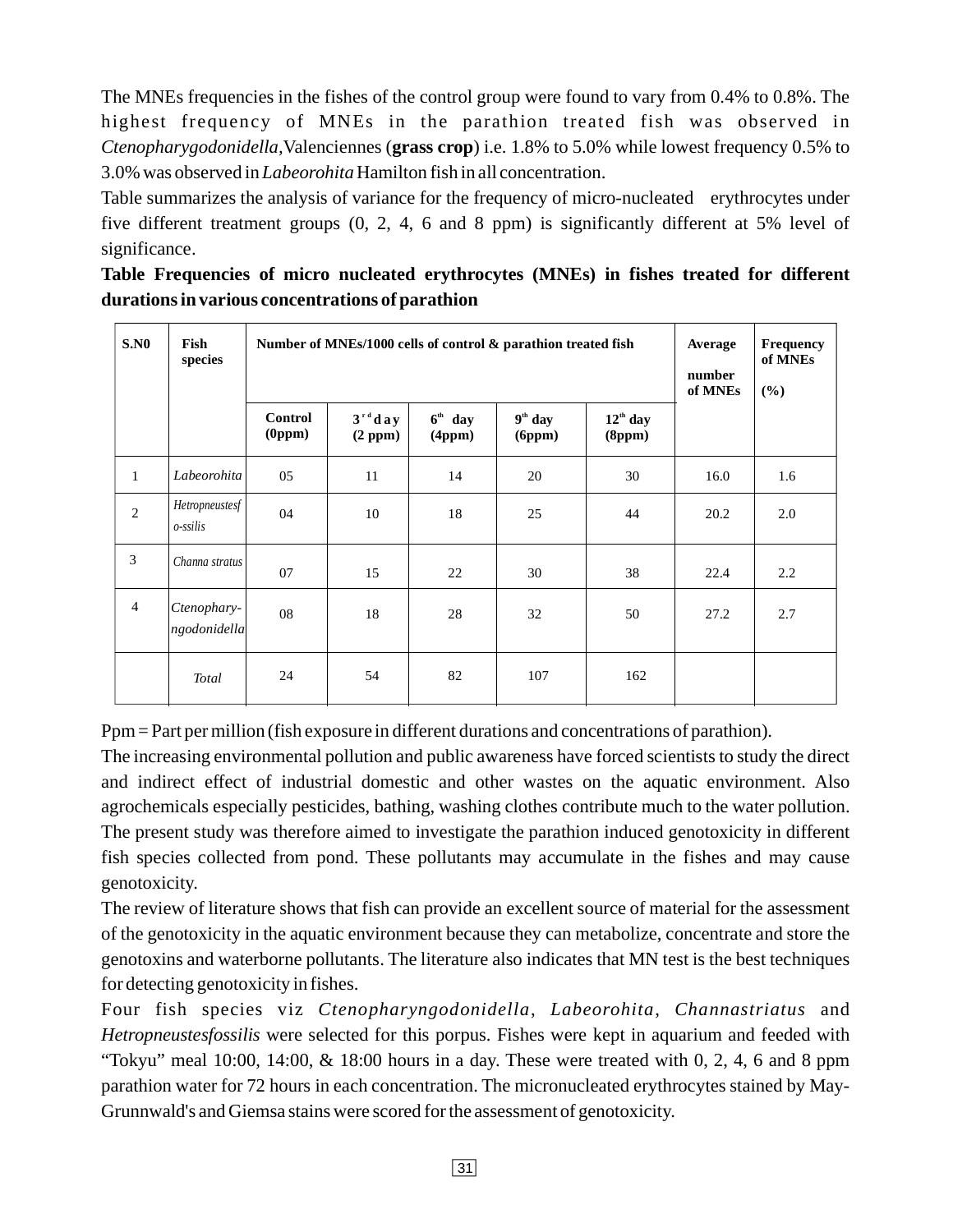The MNEs frequencies in the fishes of the control group were found to vary from 0.4% to 0.8%. The highest frequency of MNEs in the parathion treated fish was observed in *Ctenopharygodonidella*,Valenciennes (**grass crop**) i.e. 1.8% to 5.0% while lowest frequency 0.5% to 3.0% was observed in *Labeorohita* Hamilton fish in all concentration.

Table summarizes the analysis of variance for the frequency of micro-nucleated erythrocytes under five different treatment groups (0, 2, 4, 6 and 8 ppm) is significantly different at 5% level of significance.

**Table Frequencies of micro nucleated erythrocytes (MNEs) in fishes treated for different durations in various concentrations of parathion**

| S.N0 | Fish species | Number of MNEs/1000 cells of control & parathion treated fish | | | | | Average number of MNEs | Frequency of MNEs (%) |
|---|---|---|---|---|---|---|---|---|
| | | Control (0ppm) | 3rd day (2 ppm) | 6th day (4ppm) | 9th day (6ppm) | 12th day (8ppm) | | |
| 1 | *Labeorohita* | 05 | 11 | 14 | 20 | 30 | 16.0 | 1.6 |
| 2 | *Hetropneustesfo-ssilis* | 04 | 10 | 18 | 25 | 44 | 20.2 | 2.0 |
| 3 | *Channa stratus* | 07 | 15 | 22 | 30 | 38 | 22.4 | 2.2 |
| 4 | *Ctenophary-ngodonidella* | 08 | 18 | 28 | 32 | 50 | 27.2 | 2.7 |
| | *Total* | 24 | 54 | 82 | 107 | 162 | | |

Ppm = Part per million (fish exposure in different durations and concentrations of parathion).

The increasing environmental pollution and public awareness have forced scientists to study the direct and indirect effect of industrial domestic and other wastes on the aquatic environment. Also agrochemicals especially pesticides, bathing, washing clothes contribute much to the water pollution. The present study was therefore aimed to investigate the parathion induced genotoxicity in different fish species collected from pond. These pollutants may accumulate in the fishes and may cause genotoxicity.

The review of literature shows that fish can provide an excellent source of material for the assessment of the genotoxicity in the aquatic environment because they can metabolize, concentrate and store the genotoxins and waterborne pollutants. The literature also indicates that MN test is the best techniques for detecting genotoxicity in fishes.

Four fish species viz *Ctenopharyngodonidella*, *Labeorohita*, *Channastriatus* and *Hetropneustesfossilis* were selected for this porpus. Fishes were kept in aquarium and feeded with "Tokyu" meal 10:00, 14:00, & 18:00 hours in a day. These were treated with 0, 2, 4, 6 and 8 ppm parathion water for 72 hours in each concentration. The micronucleated erythrocytes stained by May-Grunnwald's and Giemsa stains were scored for the assessment of genotoxicity.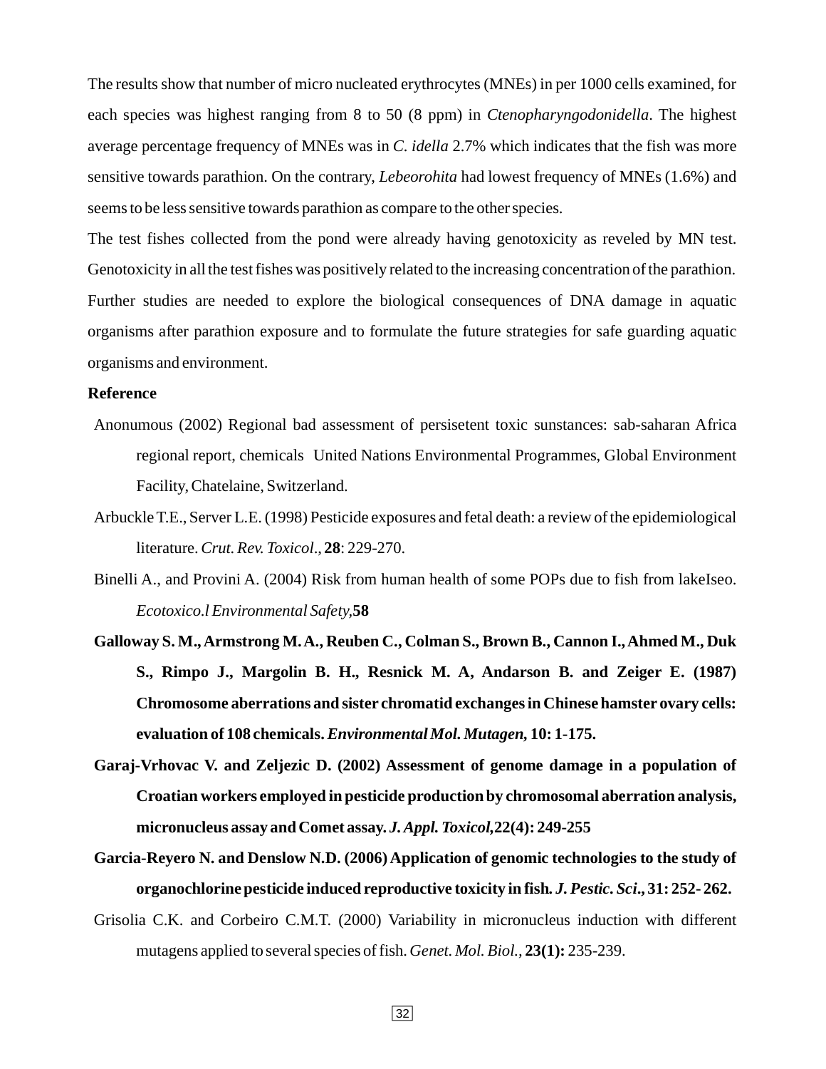The results show that number of micro nucleated erythrocytes (MNEs) in per 1000 cells examined, for each species was highest ranging from 8 to 50 (8 ppm) in *Ctenopharyngodonidella*. The highest average percentage frequency of MNEs was in *C. idella* 2.7% which indicates that the fish was more sensitive towards parathion. On the contrary, *Lebeorohita* had lowest frequency of MNEs (1.6%) and seems to be less sensitive towards parathion as compare to the other species.

The test fishes collected from the pond were already having genotoxicity as reveled by MN test. Genotoxicity in all the test fishes was positively related to the increasing concentration of the parathion. Further studies are needed to explore the biological consequences of DNA damage in aquatic organisms after parathion exposure and to formulate the future strategies for safe guarding aquatic organisms and environment.

**Reference**

Anonumous (2002) Regional bad assessment of persisetent toxic sunstances: sab-saharan Africa regional report, chemicals United Nations Environmental Programmes, Global Environment Facility, Chatelaine, Switzerland.

Arbuckle T.E., Server L.E. (1998) Pesticide exposures and fetal death: a review of the epidemiological literature. *Crut. Rev. Toxicol*., **28**: 229-270.

Binelli A., and Provini A. (2004) Risk from human health of some POPs due to fish from lakeIseo. *Ecotoxico.l Environmental Safety,***58**

**Galloway S. M., Armstrong M. A., Reuben C., Colman S., Brown B., Cannon I., Ahmed M., Duk S., Rimpo J., Margolin B. H., Resnick M. A, Andarson B. and Zeiger E. (1987) Chromosome aberrations and sister chromatid exchanges in Chinese hamster ovary cells: evaluation of 108 chemicals. *Environmental Mol. Mutagen*, 10: 1-175.**

**Garaj-Vrhovac V. and Zeljezic D. (2002) Assessment of genome damage in a population of Croatian workers employed in pesticide production by chromosomal aberration analysis, micronucleus assay and Comet assay. *J. Appl. Toxicol*,22(4): 249-255**

**Garcia-Reyero N. and Denslow N.D. (2006) Application of genomic technologies to the study of organochlorine pesticide induced reproductive toxicity in fish. *J. Pestic. Sci*., 31: 252- 262.**

Grisolia C.K. and Corbeiro C.M.T. (2000) Variability in micronucleus induction with different mutagens applied to several species of fish. *Genet. Mol. Biol.,* **23(1):** 235-239.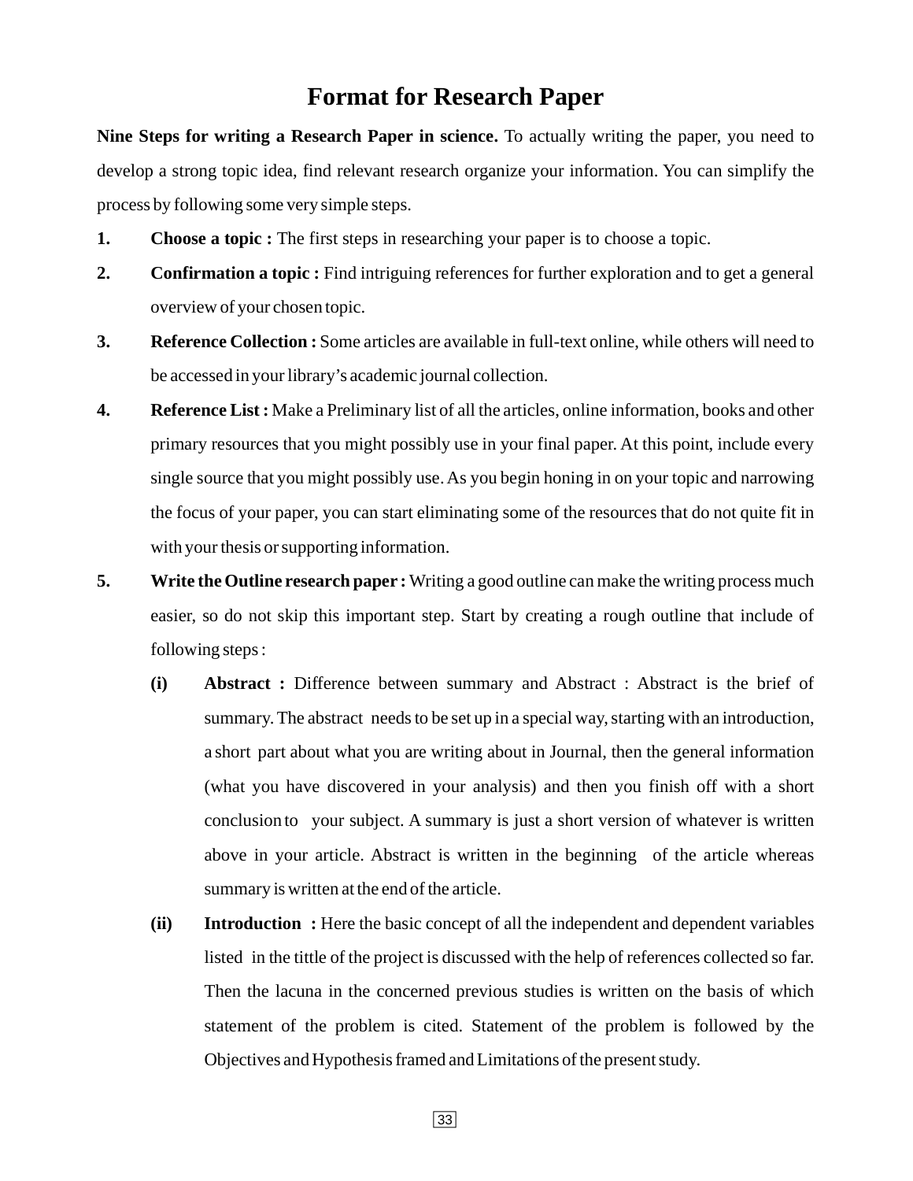# Format for Research Paper

**Nine Steps for writing a Research Paper in science.** To actually writing the paper, you need to develop a strong topic idea, find relevant research organize your information. You can simplify the process by following some very simple steps.

1. **Choose a topic :** The first steps in researching your paper is to choose a topic.
2. **Confirmation a topic :** Find intriguing references for further exploration and to get a general overview of your chosen topic.
3. **Reference Collection :** Some articles are available in full-text online, while others will need to be accessed in your library's academic journal collection.
4. **Reference List :** Make a Preliminary list of all the articles, online information, books and other primary resources that you might possibly use in your final paper. At this point, include every single source that you might possibly use. As you begin honing in on your topic and narrowing the focus of your paper, you can start eliminating some of the resources that do not quite fit in with your thesis or supporting information.
5. **Write the Outline research paper :** Writing a good outline can make the writing process much easier, so do not skip this important step. Start by creating a rough outline that include of following steps :

    **(i) Abstract :** Difference between summary and Abstract : Abstract is the brief of summary. The abstract needs to be set up in a special way, starting with an introduction, a short part about what you are writing about in Journal, then the general information (what you have discovered in your analysis) and then you finish off with a short conclusion to your subject. A summary is just a short version of whatever is written above in your article. Abstract is written in the beginning of the article whereas summary is written at the end of the article.

    **(ii) Introduction :** Here the basic concept of all the independent and dependent variables listed in the tittle of the project is discussed with the help of references collected so far. Then the lacuna in the concerned previous studies is written on the basis of which statement of the problem is cited. Statement of the problem is followed by the Objectives and Hypothesis framed and Limitations of the present study.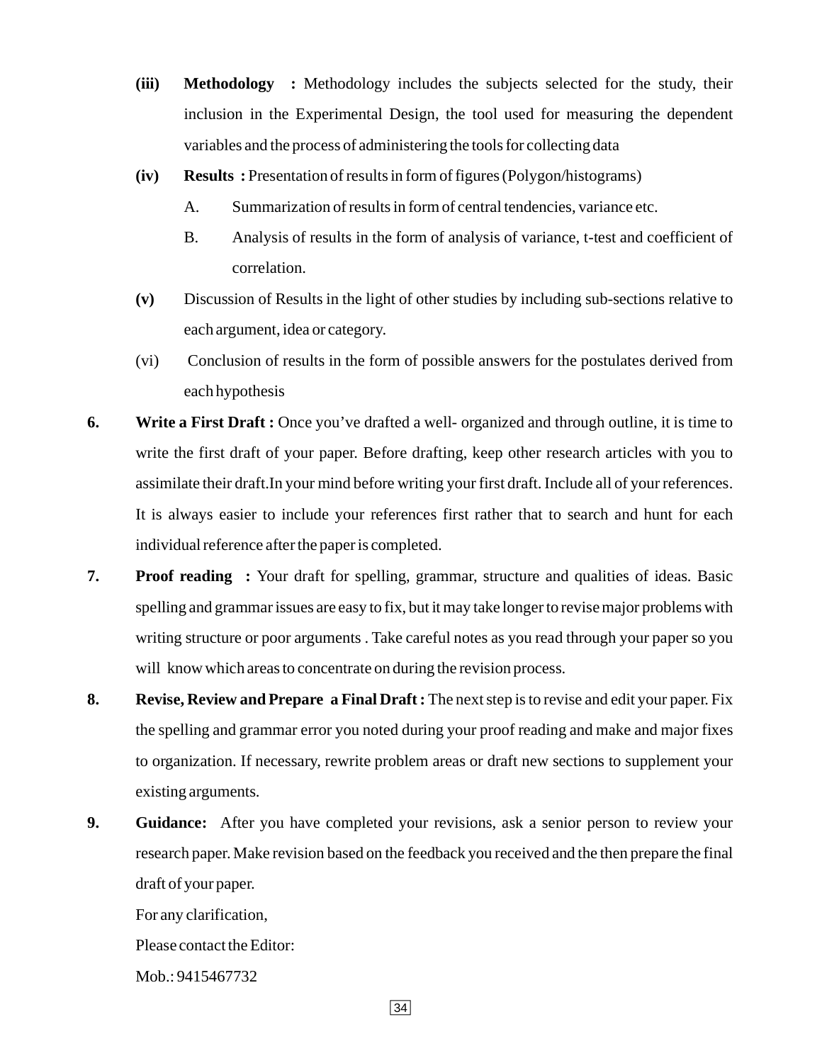**(iii)** **Methodology :** Methodology includes the subjects selected for the study, their inclusion in the Experimental Design, the tool used for measuring the dependent variables and the process of administering the tools for collecting data

**(iv)** **Results :** Presentation of results in form of figures (Polygon/histograms)

A. Summarization of results in form of central tendencies, variance etc.

B. Analysis of results in the form of analysis of variance, t-test and coefficient of correlation.

**(v)** Discussion of Results in the light of other studies by including sub-sections relative to each argument, idea or category.

(vi) Conclusion of results in the form of possible answers for the postulates derived from each hypothesis

**6.** **Write a First Draft :** Once you've drafted a well- organized and through outline, it is time to write the first draft of your paper. Before drafting, keep other research articles with you to assimilate their draft.In your mind before writing your first draft. Include all of your references. It is always easier to include your references first rather that to search and hunt for each individual reference after the paper is completed.

**7.** **Proof reading :** Your draft for spelling, grammar, structure and qualities of ideas. Basic spelling and grammar issues are easy to fix, but it may take longer to revise major problems with writing structure or poor arguments . Take careful notes as you read through your paper so you will know which areas to concentrate on during the revision process.

**8.** **Revise, Review and Prepare a Final Draft :** The next step is to revise and edit your paper. Fix the spelling and grammar error you noted during your proof reading and make and major fixes to organization. If necessary, rewrite problem areas or draft new sections to supplement your existing arguments.

**9.** **Guidance:** After you have completed your revisions, ask a senior person to review your research paper. Make revision based on the feedback you received and the then prepare the final draft of your paper.

For any clarification,

Please contact the Editor:

Mob.: 9415467732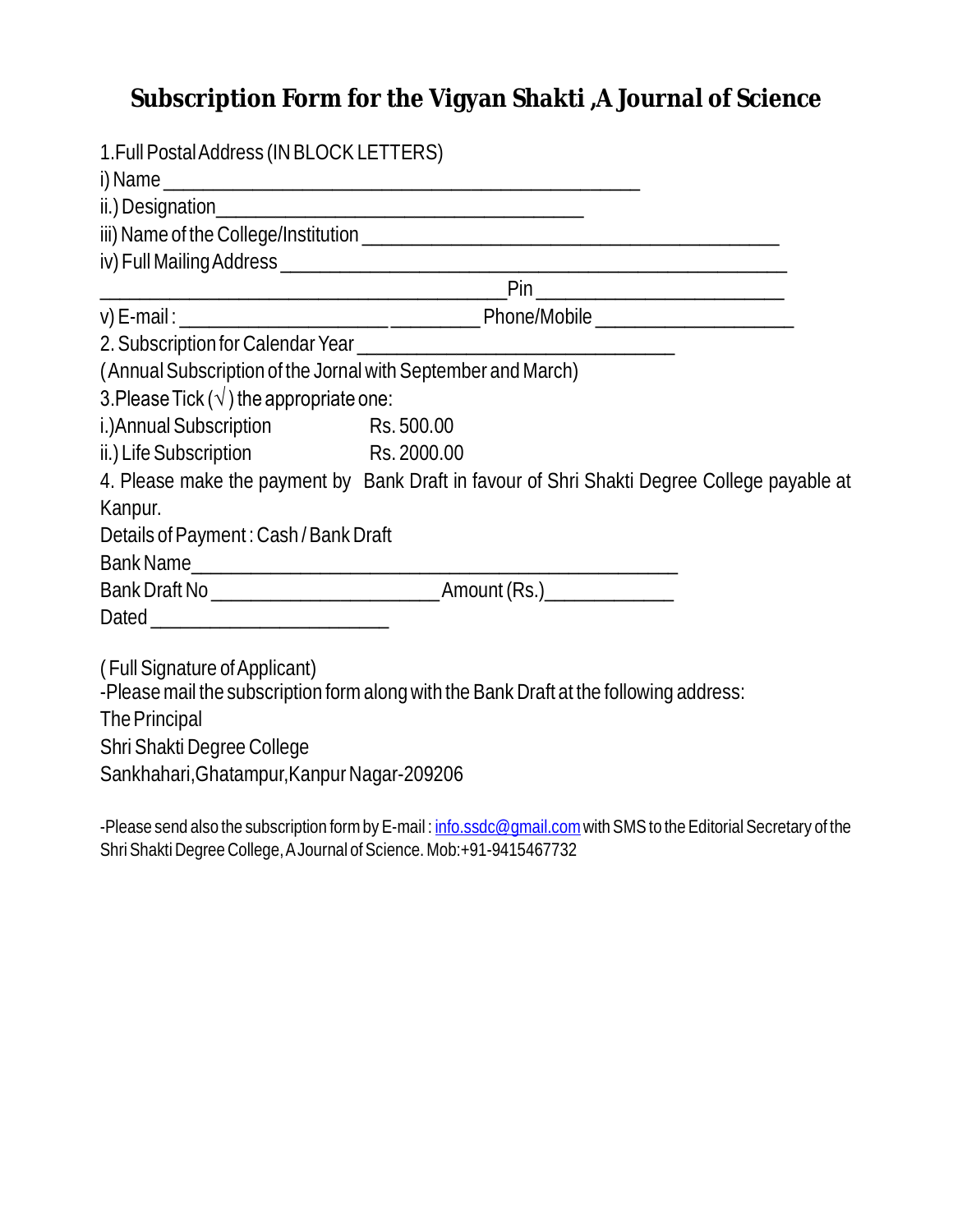# Subscription Form for the Vigyan Shakti ,A Journal of Science

1.Full Postal Address (IN BLOCK LETTERS)

i) Name ___________________________________________

ii.) Designation_________________________________

iii) Name of the College/Institution _____________________________________

iv) Full Mailing Address _____________________________________________

____________________________________Pin ______________________

v) E-mail : ______________________________ Phone/Mobile __________________

2. Subscription for Calendar Year _____________________________

(Annual Subscription of the Jornal with September and March)

3.Please Tick (√) the appropriate one:

i.)Annual Subscription      Rs. 500.00

ii.) Life Subscription      Rs. 2000.00

4. Please make the payment by Bank Draft in favour of Shri Shakti Degree College payable at Kanpur.

Details of Payment : Cash / Bank Draft

Bank Name____________________________________________

Bank Draft No _____________________ Amount (Rs.)____________

Dated ______________________

( Full Signature of Applicant)

-Please mail the subscription form along with the Bank Draft at the following address:

The Principal

Shri Shakti Degree College

Sankhahari,Ghatampur,Kanpur Nagar-209206

-Please send also the subscription form by E-mail : info.ssdc@gmail.com with SMS to the Editorial Secretary of the Shri Shakti Degree College, A Journal of Science. Mob:+91-9415467732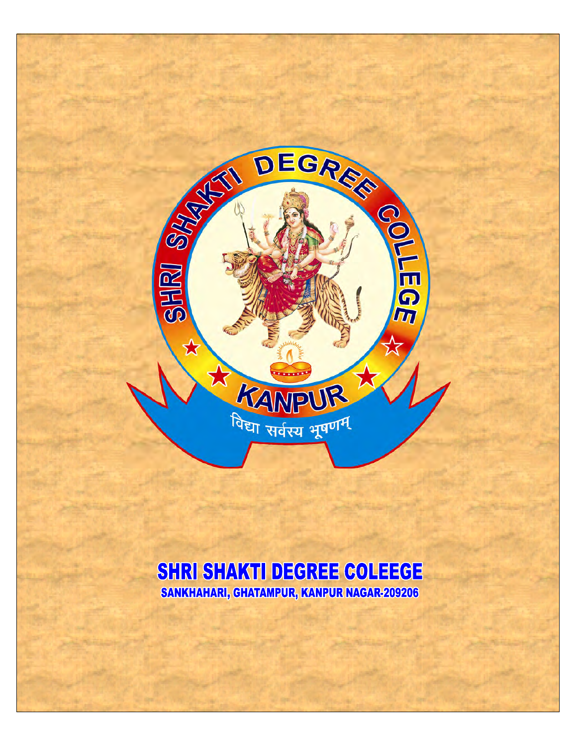SHRI SHAKTI DEGREE COLLEGE

KANPUR

विद्या सर्वस्य भूषणम्

**SHRI SHAKTI DEGREE COLEEGE**

**SANKHAHARI, GHATAMPUR, KANPUR NAGAR-209206**